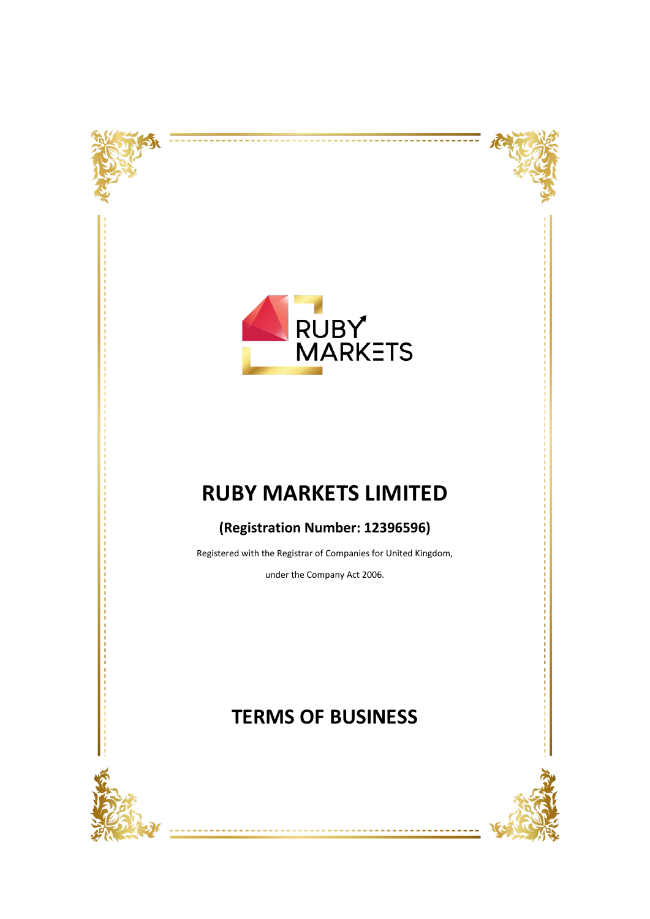RUBY MARKETS

# RUBY MARKETS LIMITED

## (Registration Number: 12396596)

Registered with the Registrar of Companies for United Kingdom,

under the Company Act 2006.

# TERMS OF BUSINESS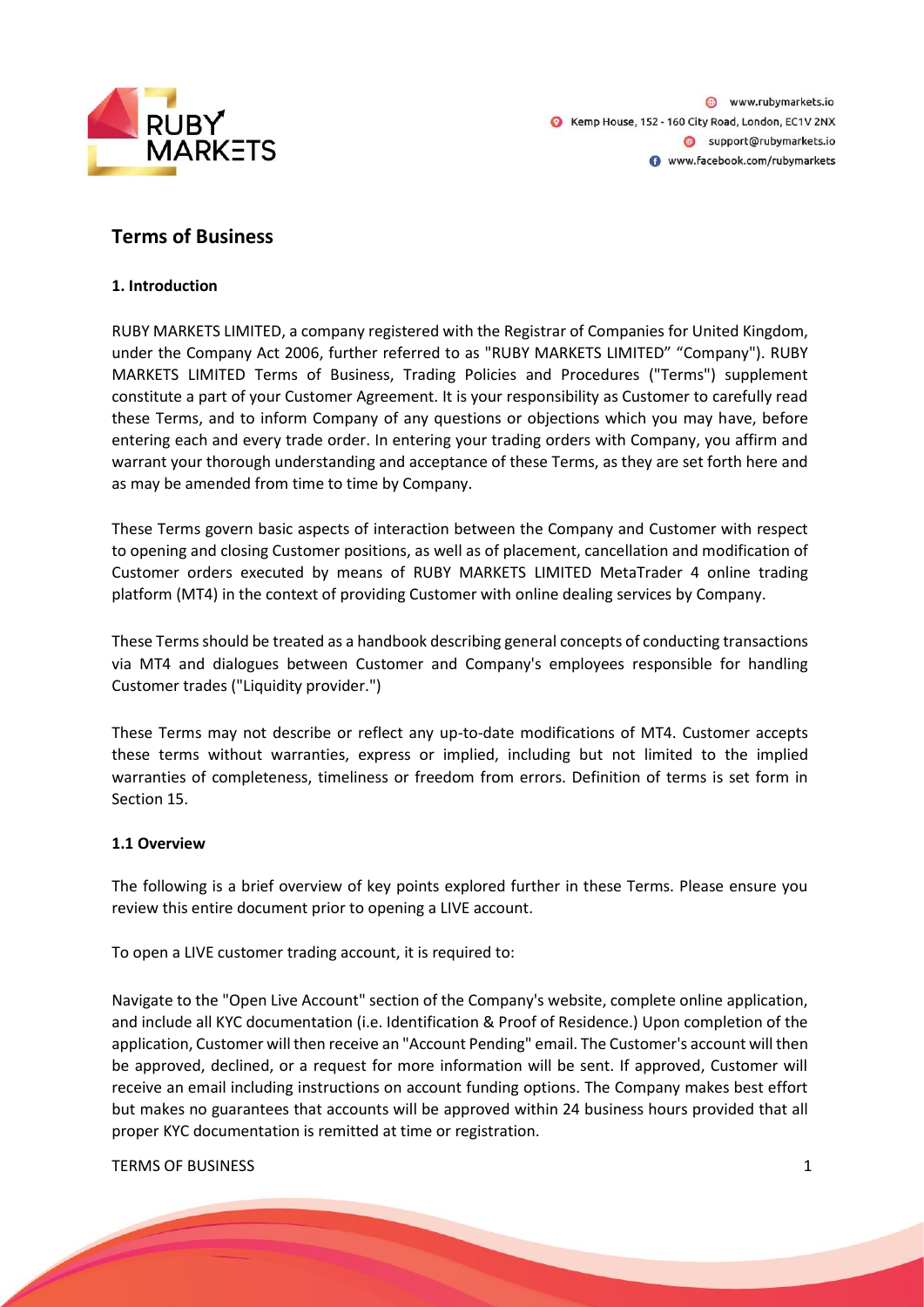## Terms of Business

### 1. Introduction

RUBY MARKETS LIMITED, a company registered with the Registrar of Companies for United Kingdom, under the Company Act 2006, further referred to as "RUBY MARKETS LIMITED" "Company"). RUBY MARKETS LIMITED Terms of Business, Trading Policies and Procedures ("Terms") supplement constitute a part of your Customer Agreement. It is your responsibility as Customer to carefully read these Terms, and to inform Company of any questions or objections which you may have, before entering each and every trade order. In entering your trading orders with Company, you affirm and warrant your thorough understanding and acceptance of these Terms, as they are set forth here and as may be amended from time to time by Company.

These Terms govern basic aspects of interaction between the Company and Customer with respect to opening and closing Customer positions, as well as of placement, cancellation and modification of Customer orders executed by means of RUBY MARKETS LIMITED MetaTrader 4 online trading platform (MT4) in the context of providing Customer with online dealing services by Company.

These Terms should be treated as a handbook describing general concepts of conducting transactions via MT4 and dialogues between Customer and Company's employees responsible for handling Customer trades ("Liquidity provider.")

These Terms may not describe or reflect any up-to-date modifications of MT4. Customer accepts these terms without warranties, express or implied, including but not limited to the implied warranties of completeness, timeliness or freedom from errors. Definition of terms is set form in Section 15.

#### 1.1 Overview

The following is a brief overview of key points explored further in these Terms. Please ensure you review this entire document prior to opening a LIVE account.

To open a LIVE customer trading account, it is required to:

Navigate to the "Open Live Account" section of the Company's website, complete online application, and include all KYC documentation (i.e. Identification & Proof of Residence.) Upon completion of the application, Customer will then receive an "Account Pending" email. The Customer's account will then be approved, declined, or a request for more information will be sent. If approved, Customer will receive an email including instructions on account funding options. The Company makes best effort but makes no guarantees that accounts will be approved within 24 business hours provided that all proper KYC documentation is remitted at time or registration.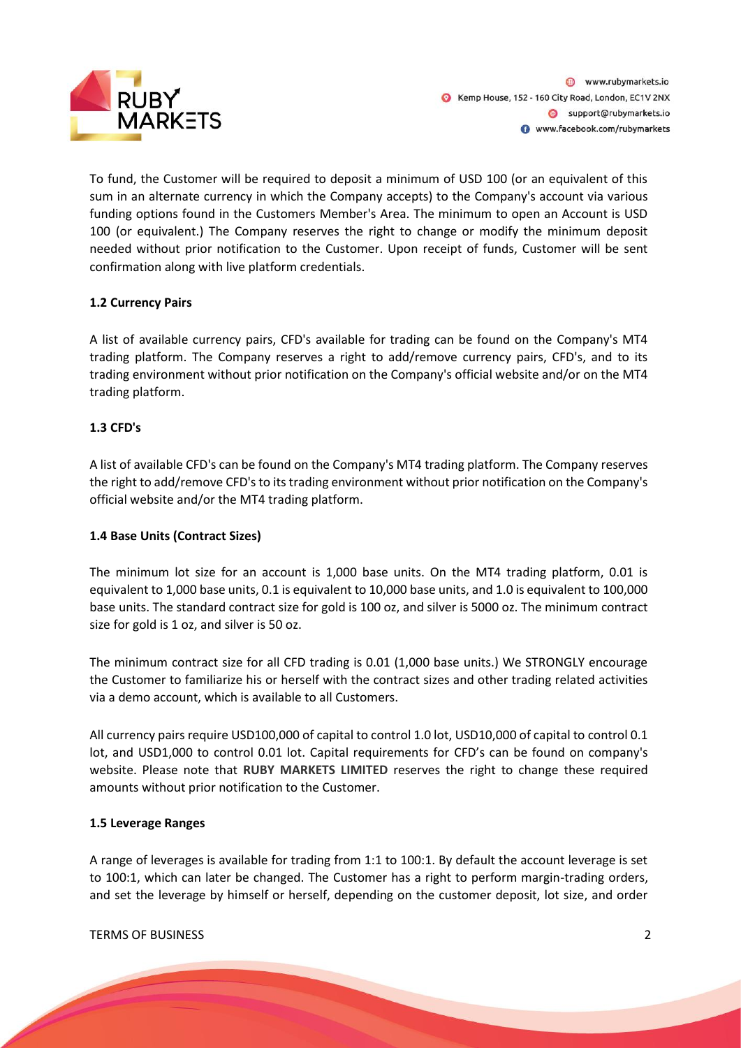To fund, the Customer will be required to deposit a minimum of USD 100 (or an equivalent of this sum in an alternate currency in which the Company accepts) to the Company's account via various funding options found in the Customers Member's Area. The minimum to open an Account is USD 100 (or equivalent.) The Company reserves the right to change or modify the minimum deposit needed without prior notification to the Customer. Upon receipt of funds, Customer will be sent confirmation along with live platform credentials.

**1.2 Currency Pairs**

A list of available currency pairs, CFD's available for trading can be found on the Company's MT4 trading platform. The Company reserves a right to add/remove currency pairs, CFD's, and to its trading environment without prior notification on the Company's official website and/or on the MT4 trading platform.

**1.3 CFD's**

A list of available CFD's can be found on the Company's MT4 trading platform. The Company reserves the right to add/remove CFD's to its trading environment without prior notification on the Company's official website and/or the MT4 trading platform.

**1.4 Base Units (Contract Sizes)**

The minimum lot size for an account is 1,000 base units. On the MT4 trading platform, 0.01 is equivalent to 1,000 base units, 0.1 is equivalent to 10,000 base units, and 1.0 is equivalent to 100,000 base units. The standard contract size for gold is 100 oz, and silver is 5000 oz. The minimum contract size for gold is 1 oz, and silver is 50 oz.

The minimum contract size for all CFD trading is 0.01 (1,000 base units.) We STRONGLY encourage the Customer to familiarize his or herself with the contract sizes and other trading related activities via a demo account, which is available to all Customers.

All currency pairs require USD100,000 of capital to control 1.0 lot, USD10,000 of capital to control 0.1 lot, and USD1,000 to control 0.01 lot. Capital requirements for CFD's can be found on company's website. Please note that **RUBY MARKETS LIMITED** reserves the right to change these required amounts without prior notification to the Customer.

**1.5 Leverage Ranges**

A range of leverages is available for trading from 1:1 to 100:1. By default the account leverage is set to 100:1, which can later be changed. The Customer has a right to perform margin-trading orders, and set the leverage by himself or herself, depending on the customer deposit, lot size, and order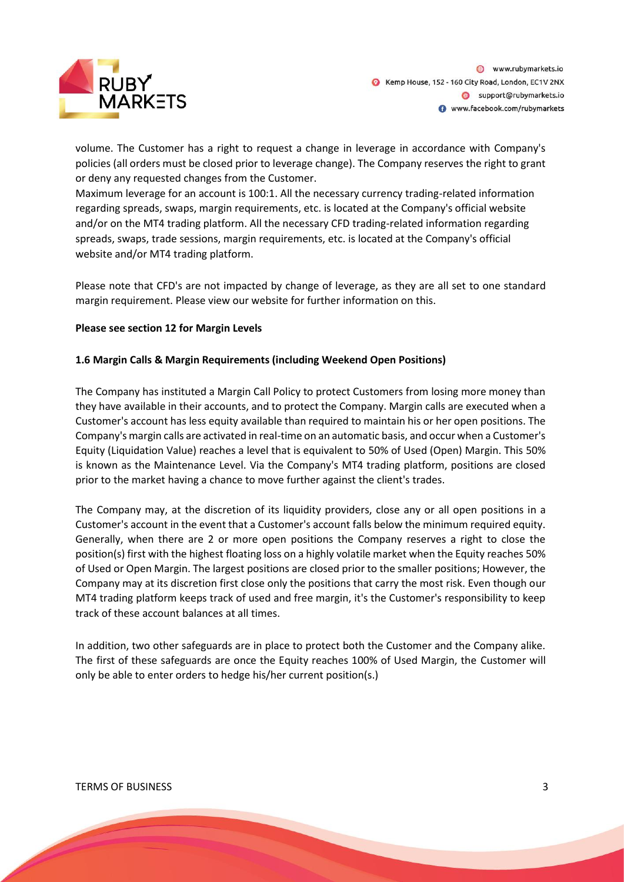volume. The Customer has a right to request a change in leverage in accordance with Company's policies (all orders must be closed prior to leverage change). The Company reserves the right to grant or deny any requested changes from the Customer.

Maximum leverage for an account is 100:1. All the necessary currency trading-related information regarding spreads, swaps, margin requirements, etc. is located at the Company's official website and/or on the MT4 trading platform. All the necessary CFD trading-related information regarding spreads, swaps, trade sessions, margin requirements, etc. is located at the Company's official website and/or MT4 trading platform.

Please note that CFD's are not impacted by change of leverage, as they are all set to one standard margin requirement. Please view our website for further information on this.

**Please see section 12 for Margin Levels**

### 1.6 Margin Calls & Margin Requirements (including Weekend Open Positions)

The Company has instituted a Margin Call Policy to protect Customers from losing more money than they have available in their accounts, and to protect the Company. Margin calls are executed when a Customer's account has less equity available than required to maintain his or her open positions. The Company's margin calls are activated in real-time on an automatic basis, and occur when a Customer's Equity (Liquidation Value) reaches a level that is equivalent to 50% of Used (Open) Margin. This 50% is known as the Maintenance Level. Via the Company's MT4 trading platform, positions are closed prior to the market having a chance to move further against the client's trades.

The Company may, at the discretion of its liquidity providers, close any or all open positions in a Customer's account in the event that a Customer's account falls below the minimum required equity. Generally, when there are 2 or more open positions the Company reserves a right to close the position(s) first with the highest floating loss on a highly volatile market when the Equity reaches 50% of Used or Open Margin. The largest positions are closed prior to the smaller positions; However, the Company may at its discretion first close only the positions that carry the most risk. Even though our MT4 trading platform keeps track of used and free margin, it's the Customer's responsibility to keep track of these account balances at all times.

In addition, two other safeguards are in place to protect both the Customer and the Company alike. The first of these safeguards are once the Equity reaches 100% of Used Margin, the Customer will only be able to enter orders to hedge his/her current position(s.)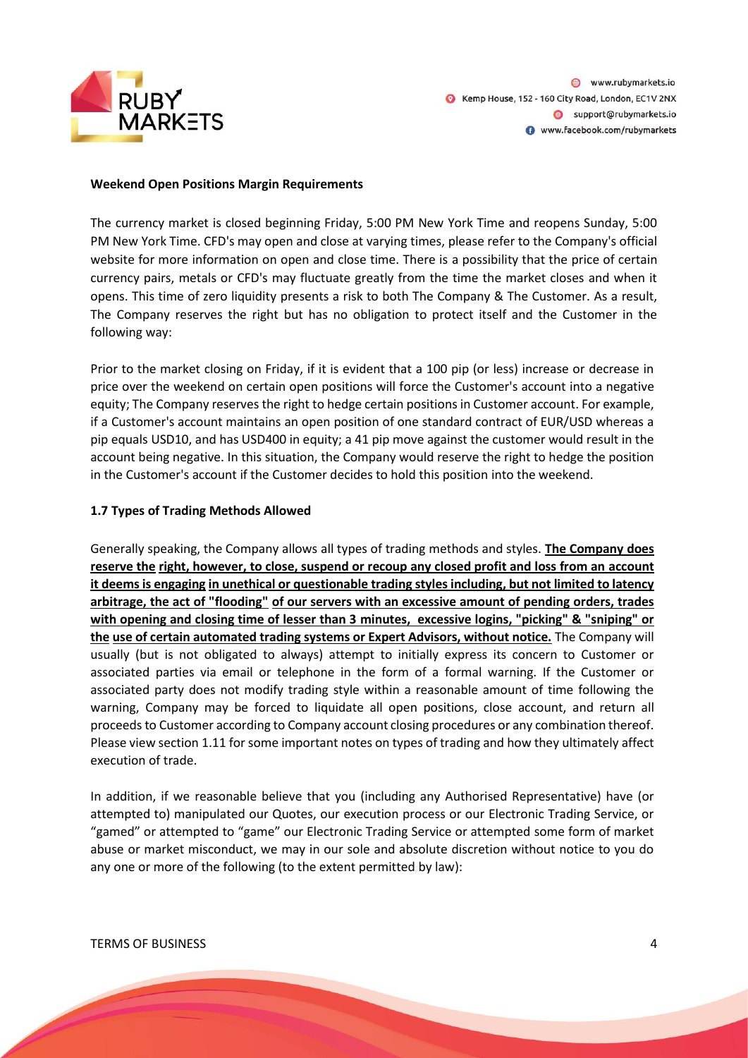**Weekend Open Positions Margin Requirements**

The currency market is closed beginning Friday, 5:00 PM New York Time and reopens Sunday, 5:00 PM New York Time. CFD's may open and close at varying times, please refer to the Company's official website for more information on open and close time. There is a possibility that the price of certain currency pairs, metals or CFD's may fluctuate greatly from the time the market closes and when it opens. This time of zero liquidity presents a risk to both The Company & The Customer. As a result, The Company reserves the right but has no obligation to protect itself and the Customer in the following way:

Prior to the market closing on Friday, if it is evident that a 100 pip (or less) increase or decrease in price over the weekend on certain open positions will force the Customer's account into a negative equity; The Company reserves the right to hedge certain positions in Customer account. For example, if a Customer's account maintains an open position of one standard contract of EUR/USD whereas a pip equals USD10, and has USD400 in equity; a 41 pip move against the customer would result in the account being negative. In this situation, the Company would reserve the right to hedge the position in the Customer's account if the Customer decides to hold this position into the weekend.

**1.7 Types of Trading Methods Allowed**

Generally speaking, the Company allows all types of trading methods and styles. **The Company does reserve the right, however, to close, suspend or recoup any closed profit and loss from an account it deems is engaging in unethical or questionable trading styles including, but not limited to latency arbitrage, the act of "flooding" of our servers with an excessive amount of pending orders, trades with opening and closing time of lesser than 3 minutes, excessive logins, "picking" & "sniping" or the use of certain automated trading systems or Expert Advisors, without notice.** The Company will usually (but is not obligated to always) attempt to initially express its concern to Customer or associated parties via email or telephone in the form of a formal warning. If the Customer or associated party does not modify trading style within a reasonable amount of time following the warning, Company may be forced to liquidate all open positions, close account, and return all proceeds to Customer according to Company account closing procedures or any combination thereof. Please view section 1.11 for some important notes on types of trading and how they ultimately affect execution of trade.

In addition, if we reasonable believe that you (including any Authorised Representative) have (or attempted to) manipulated our Quotes, our execution process or our Electronic Trading Service, or "gamed" or attempted to "game" our Electronic Trading Service or attempted some form of market abuse or market misconduct, we may in our sole and absolute discretion without notice to you do any one or more of the following (to the extent permitted by law):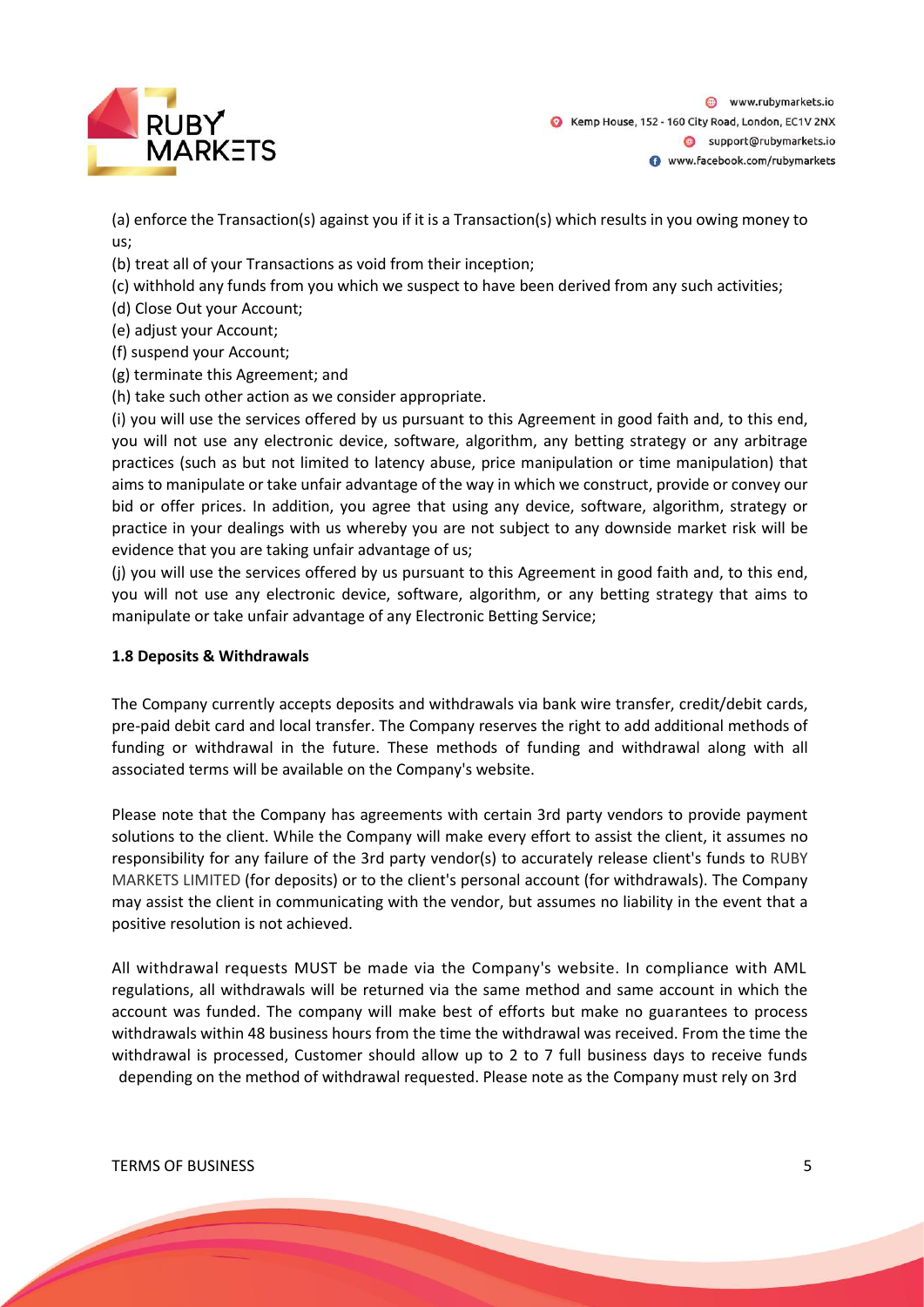(a) enforce the Transaction(s) against you if it is a Transaction(s) which results in you owing money to us;

(b) treat all of your Transactions as void from their inception;

(c) withhold any funds from you which we suspect to have been derived from any such activities;

(d) Close Out your Account;

(e) adjust your Account;

(f) suspend your Account;

(g) terminate this Agreement; and

(h) take such other action as we consider appropriate.

(i) you will use the services offered by us pursuant to this Agreement in good faith and, to this end, you will not use any electronic device, software, algorithm, any betting strategy or any arbitrage practices (such as but not limited to latency abuse, price manipulation or time manipulation) that aims to manipulate or take unfair advantage of the way in which we construct, provide or convey our bid or offer prices. In addition, you agree that using any device, software, algorithm, strategy or practice in your dealings with us whereby you are not subject to any downside market risk will be evidence that you are taking unfair advantage of us;

(j) you will use the services offered by us pursuant to this Agreement in good faith and, to this end, you will not use any electronic device, software, algorithm, or any betting strategy that aims to manipulate or take unfair advantage of any Electronic Betting Service;

**1.8 Deposits & Withdrawals**

The Company currently accepts deposits and withdrawals via bank wire transfer, credit/debit cards, pre-paid debit card and local transfer. The Company reserves the right to add additional methods of funding or withdrawal in the future. These methods of funding and withdrawal along with all associated terms will be available on the Company's website.

Please note that the Company has agreements with certain 3rd party vendors to provide payment solutions to the client. While the Company will make every effort to assist the client, it assumes no responsibility for any failure of the 3rd party vendor(s) to accurately release client's funds to RUBY MARKETS LIMITED (for deposits) or to the client's personal account (for withdrawals). The Company may assist the client in communicating with the vendor, but assumes no liability in the event that a positive resolution is not achieved.

All withdrawal requests MUST be made via the Company's website. In compliance with AML regulations, all withdrawals will be returned via the same method and same account in which the account was funded. The company will make best of efforts but make no guarantees to process withdrawals within 48 business hours from the time the withdrawal was received. From the time the withdrawal is processed, Customer should allow up to 2 to 7 full business days to receive funds depending on the method of withdrawal requested. Please note as the Company must rely on 3rd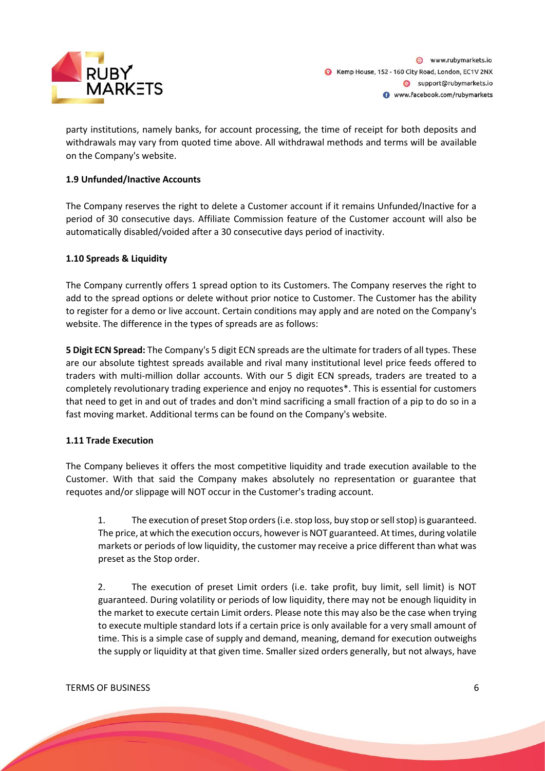party institutions, namely banks, for account processing, the time of receipt for both deposits and withdrawals may vary from quoted time above. All withdrawal methods and terms will be available on the Company's website.

### 1.9 Unfunded/Inactive Accounts

The Company reserves the right to delete a Customer account if it remains Unfunded/Inactive for a period of 30 consecutive days. Affiliate Commission feature of the Customer account will also be automatically disabled/voided after a 30 consecutive days period of inactivity.

### 1.10 Spreads & Liquidity

The Company currently offers 1 spread option to its Customers. The Company reserves the right to add to the spread options or delete without prior notice to Customer. The Customer has the ability to register for a demo or live account. Certain conditions may apply and are noted on the Company's website. The difference in the types of spreads are as follows:

**5 Digit ECN Spread:** The Company's 5 digit ECN spreads are the ultimate for traders of all types. These are our absolute tightest spreads available and rival many institutional level price feeds offered to traders with multi-million dollar accounts. With our 5 digit ECN spreads, traders are treated to a completely revolutionary trading experience and enjoy no requotes*. This is essential for customers that need to get in and out of trades and don't mind sacrificing a small fraction of a pip to do so in a fast moving market. Additional terms can be found on the Company's website.

### 1.11 Trade Execution

The Company believes it offers the most competitive liquidity and trade execution available to the Customer. With that said the Company makes absolutely no representation or guarantee that requotes and/or slippage will NOT occur in the Customer's trading account.

1. The execution of preset Stop orders (i.e. stop loss, buy stop or sell stop) is guaranteed. The price, at which the execution occurs, however is NOT guaranteed. At times, during volatile markets or periods of low liquidity, the customer may receive a price different than what was preset as the Stop order.

2. The execution of preset Limit orders (i.e. take profit, buy limit, sell limit) is NOT guaranteed. During volatility or periods of low liquidity, there may not be enough liquidity in the market to execute certain Limit orders. Please note this may also be the case when trying to execute multiple standard lots if a certain price is only available for a very small amount of time. This is a simple case of supply and demand, meaning, demand for execution outweighs the supply or liquidity at that given time. Smaller sized orders generally, but not always, have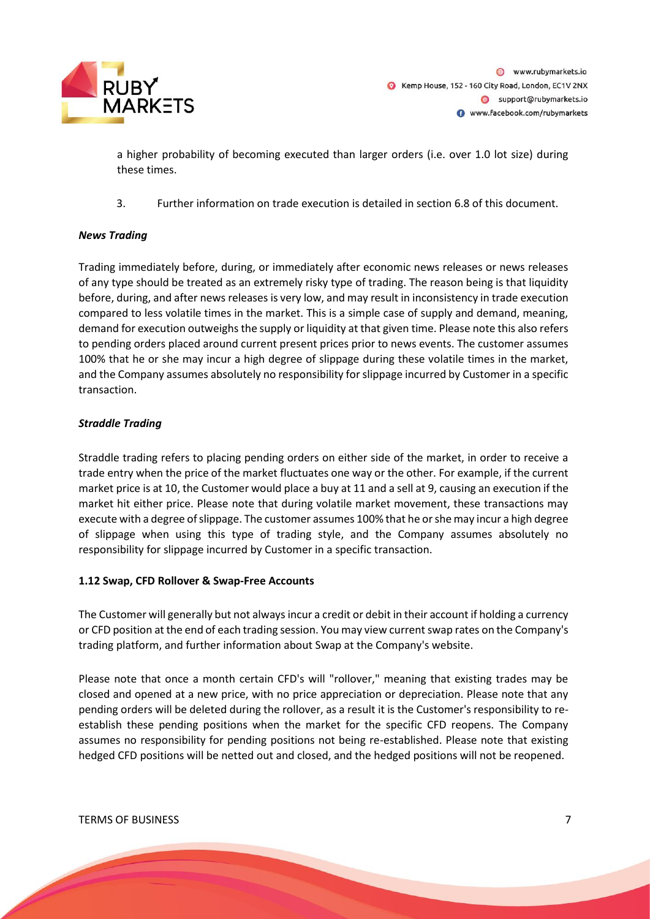a higher probability of becoming executed than larger orders (i.e. over 1.0 lot size) during these times.

3. Further information on trade execution is detailed in section 6.8 of this document.

***News Trading***

Trading immediately before, during, or immediately after economic news releases or news releases of any type should be treated as an extremely risky type of trading. The reason being is that liquidity before, during, and after news releases is very low, and may result in inconsistency in trade execution compared to less volatile times in the market. This is a simple case of supply and demand, meaning, demand for execution outweighs the supply or liquidity at that given time. Please note this also refers to pending orders placed around current present prices prior to news events. The customer assumes 100% that he or she may incur a high degree of slippage during these volatile times in the market, and the Company assumes absolutely no responsibility for slippage incurred by Customer in a specific transaction.

***Straddle Trading***

Straddle trading refers to placing pending orders on either side of the market, in order to receive a trade entry when the price of the market fluctuates one way or the other. For example, if the current market price is at 10, the Customer would place a buy at 11 and a sell at 9, causing an execution if the market hit either price. Please note that during volatile market movement, these transactions may execute with a degree of slippage. The customer assumes 100% that he or she may incur a high degree of slippage when using this type of trading style, and the Company assumes absolutely no responsibility for slippage incurred by Customer in a specific transaction.

**1.12 Swap, CFD Rollover & Swap-Free Accounts**

The Customer will generally but not always incur a credit or debit in their account if holding a currency or CFD position at the end of each trading session. You may view current swap rates on the Company's trading platform, and further information about Swap at the Company's website.

Please note that once a month certain CFD's will "rollover," meaning that existing trades may be closed and opened at a new price, with no price appreciation or depreciation. Please note that any pending orders will be deleted during the rollover, as a result it is the Customer's responsibility to re-establish these pending positions when the market for the specific CFD reopens. The Company assumes no responsibility for pending positions not being re-established. Please note that existing hedged CFD positions will be netted out and closed, and the hedged positions will not be reopened.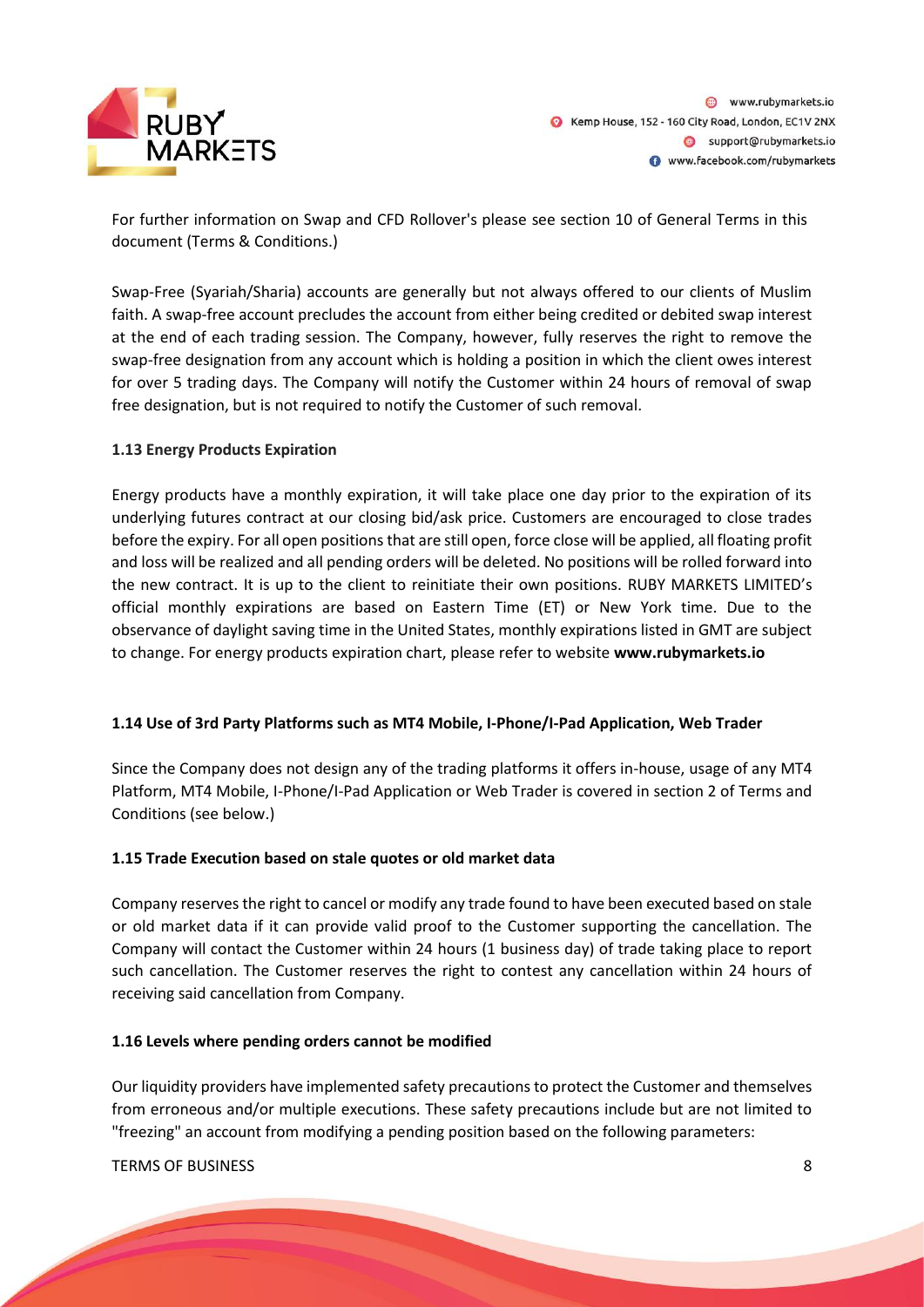For further information on Swap and CFD Rollover's please see section 10 of General Terms in this document (Terms & Conditions.)

Swap-Free (Syariah/Sharia) accounts are generally but not always offered to our clients of Muslim faith. A swap-free account precludes the account from either being credited or debited swap interest at the end of each trading session. The Company, however, fully reserves the right to remove the swap-free designation from any account which is holding a position in which the client owes interest for over 5 trading days. The Company will notify the Customer within 24 hours of removal of swap free designation, but is not required to notify the Customer of such removal.

### 1.13 Energy Products Expiration

Energy products have a monthly expiration, it will take place one day prior to the expiration of its underlying futures contract at our closing bid/ask price. Customers are encouraged to close trades before the expiry. For all open positions that are still open, force close will be applied, all floating profit and loss will be realized and all pending orders will be deleted. No positions will be rolled forward into the new contract. It is up to the client to reinitiate their own positions. RUBY MARKETS LIMITED's official monthly expirations are based on Eastern Time (ET) or New York time. Due to the observance of daylight saving time in the United States, monthly expirations listed in GMT are subject to change. For energy products expiration chart, please refer to website **www.rubymarkets.io**

### 1.14 Use of 3rd Party Platforms such as MT4 Mobile, I-Phone/I-Pad Application, Web Trader

Since the Company does not design any of the trading platforms it offers in-house, usage of any MT4 Platform, MT4 Mobile, I-Phone/I-Pad Application or Web Trader is covered in section 2 of Terms and Conditions (see below.)

### 1.15 Trade Execution based on stale quotes or old market data

Company reserves the right to cancel or modify any trade found to have been executed based on stale or old market data if it can provide valid proof to the Customer supporting the cancellation. The Company will contact the Customer within 24 hours (1 business day) of trade taking place to report such cancellation. The Customer reserves the right to contest any cancellation within 24 hours of receiving said cancellation from Company.

### 1.16 Levels where pending orders cannot be modified

Our liquidity providers have implemented safety precautions to protect the Customer and themselves from erroneous and/or multiple executions. These safety precautions include but are not limited to "freezing" an account from modifying a pending position based on the following parameters: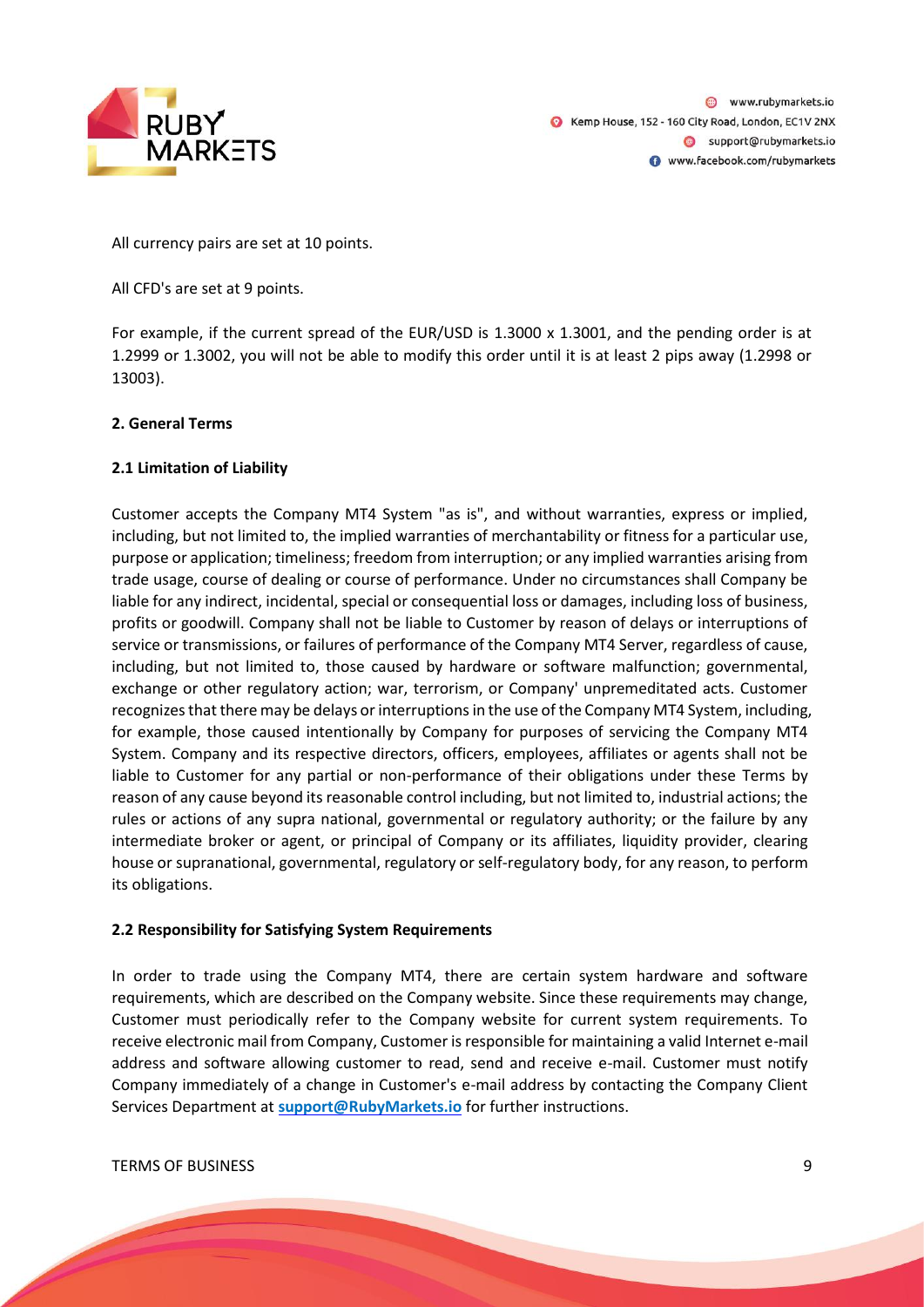All currency pairs are set at 10 points.

All CFD's are set at 9 points.

For example, if the current spread of the EUR/USD is 1.3000 x 1.3001, and the pending order is at 1.2999 or 1.3002, you will not be able to modify this order until it is at least 2 pips away (1.2998 or 13003).

### 2. General Terms

#### 2.1 Limitation of Liability

Customer accepts the Company MT4 System "as is", and without warranties, express or implied, including, but not limited to, the implied warranties of merchantability or fitness for a particular use, purpose or application; timeliness; freedom from interruption; or any implied warranties arising from trade usage, course of dealing or course of performance. Under no circumstances shall Company be liable for any indirect, incidental, special or consequential loss or damages, including loss of business, profits or goodwill. Company shall not be liable to Customer by reason of delays or interruptions of service or transmissions, or failures of performance of the Company MT4 Server, regardless of cause, including, but not limited to, those caused by hardware or software malfunction; governmental, exchange or other regulatory action; war, terrorism, or Company' unpremeditated acts. Customer recognizes that there may be delays or interruptions in the use of the Company MT4 System, including, for example, those caused intentionally by Company for purposes of servicing the Company MT4 System. Company and its respective directors, officers, employees, affiliates or agents shall not be liable to Customer for any partial or non-performance of their obligations under these Terms by reason of any cause beyond its reasonable control including, but not limited to, industrial actions; the rules or actions of any supra national, governmental or regulatory authority; or the failure by any intermediate broker or agent, or principal of Company or its affiliates, liquidity provider, clearing house or supranational, governmental, regulatory or self-regulatory body, for any reason, to perform its obligations.

#### 2.2 Responsibility for Satisfying System Requirements

In order to trade using the Company MT4, there are certain system hardware and software requirements, which are described on the Company website. Since these requirements may change, Customer must periodically refer to the Company website for current system requirements. To receive electronic mail from Company, Customer is responsible for maintaining a valid Internet e-mail address and software allowing customer to read, send and receive e-mail. Customer must notify Company immediately of a change in Customer's e-mail address by contacting the Company Client Services Department at **support@RubyMarkets.io** for further instructions.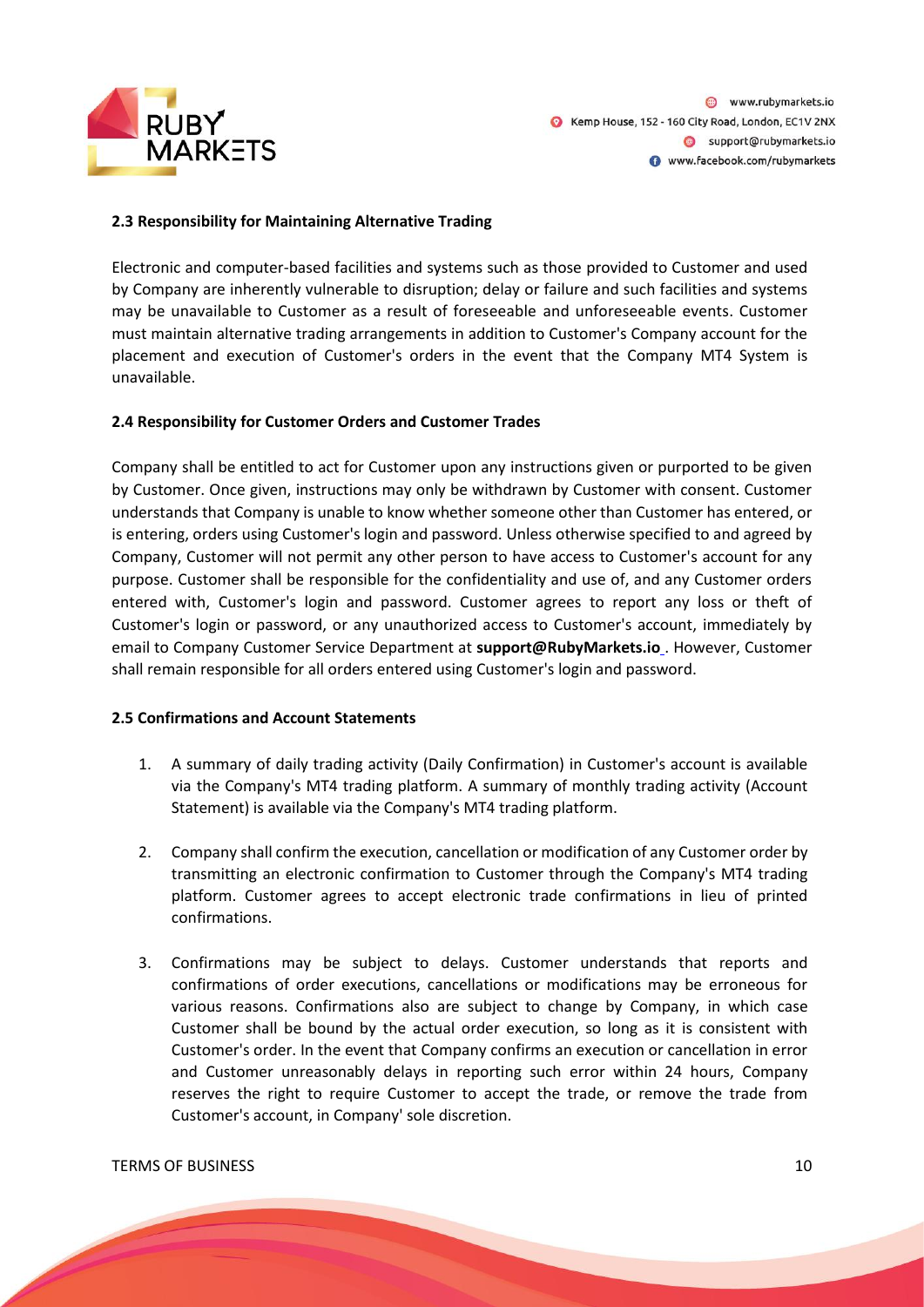### 2.3 Responsibility for Maintaining Alternative Trading

Electronic and computer-based facilities and systems such as those provided to Customer and used by Company are inherently vulnerable to disruption; delay or failure and such facilities and systems may be unavailable to Customer as a result of foreseeable and unforeseeable events. Customer must maintain alternative trading arrangements in addition to Customer's Company account for the placement and execution of Customer's orders in the event that the Company MT4 System is unavailable.

### 2.4 Responsibility for Customer Orders and Customer Trades

Company shall be entitled to act for Customer upon any instructions given or purported to be given by Customer. Once given, instructions may only be withdrawn by Customer with consent. Customer understands that Company is unable to know whether someone other than Customer has entered, or is entering, orders using Customer's login and password. Unless otherwise specified to and agreed by Company, Customer will not permit any other person to have access to Customer's account for any purpose. Customer shall be responsible for the confidentiality and use of, and any Customer orders entered with, Customer's login and password. Customer agrees to report any loss or theft of Customer's login or password, or any unauthorized access to Customer's account, immediately by email to Company Customer Service Department at **support@RubyMarkets.io**. However, Customer shall remain responsible for all orders entered using Customer's login and password.

### 2.5 Confirmations and Account Statements

1. A summary of daily trading activity (Daily Confirmation) in Customer's account is available via the Company's MT4 trading platform. A summary of monthly trading activity (Account Statement) is available via the Company's MT4 trading platform.

2. Company shall confirm the execution, cancellation or modification of any Customer order by transmitting an electronic confirmation to Customer through the Company's MT4 trading platform. Customer agrees to accept electronic trade confirmations in lieu of printed confirmations.

3. Confirmations may be subject to delays. Customer understands that reports and confirmations of order executions, cancellations or modifications may be erroneous for various reasons. Confirmations also are subject to change by Company, in which case Customer shall be bound by the actual order execution, so long as it is consistent with Customer's order. In the event that Company confirms an execution or cancellation in error and Customer unreasonably delays in reporting such error within 24 hours, Company reserves the right to require Customer to accept the trade, or remove the trade from Customer's account, in Company' sole discretion.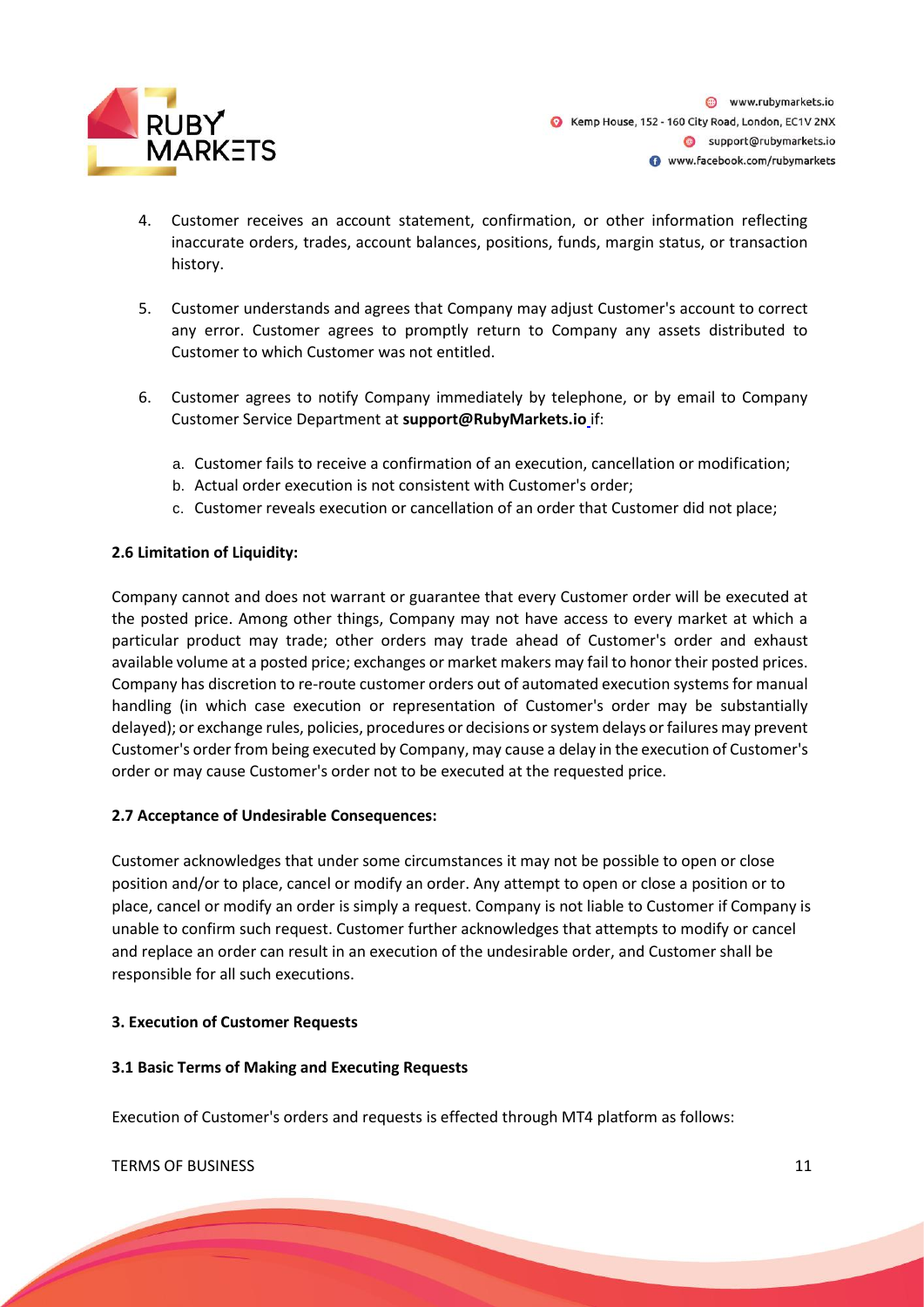4. Customer receives an account statement, confirmation, or other information reflecting inaccurate orders, trades, account balances, positions, funds, margin status, or transaction history.

5. Customer understands and agrees that Company may adjust Customer's account to correct any error. Customer agrees to promptly return to Company any assets distributed to Customer to which Customer was not entitled.

6. Customer agrees to notify Company immediately by telephone, or by email to Company Customer Service Department at **support@RubyMarkets.io** if:

   a. Customer fails to receive a confirmation of an execution, cancellation or modification;
   b. Actual order execution is not consistent with Customer's order;
   c. Customer reveals execution or cancellation of an order that Customer did not place;

**2.6 Limitation of Liquidity:**

Company cannot and does not warrant or guarantee that every Customer order will be executed at the posted price. Among other things, Company may not have access to every market at which a particular product may trade; other orders may trade ahead of Customer's order and exhaust available volume at a posted price; exchanges or market makers may fail to honor their posted prices. Company has discretion to re-route customer orders out of automated execution systems for manual handling (in which case execution or representation of Customer's order may be substantially delayed); or exchange rules, policies, procedures or decisions or system delays or failures may prevent Customer's order from being executed by Company, may cause a delay in the execution of Customer's order or may cause Customer's order not to be executed at the requested price.

**2.7 Acceptance of Undesirable Consequences:**

Customer acknowledges that under some circumstances it may not be possible to open or close position and/or to place, cancel or modify an order. Any attempt to open or close a position or to place, cancel or modify an order is simply a request. Company is not liable to Customer if Company is unable to confirm such request. Customer further acknowledges that attempts to modify or cancel and replace an order can result in an execution of the undesirable order, and Customer shall be responsible for all such executions.

**3. Execution of Customer Requests**

**3.1 Basic Terms of Making and Executing Requests**

Execution of Customer's orders and requests is effected through MT4 platform as follows: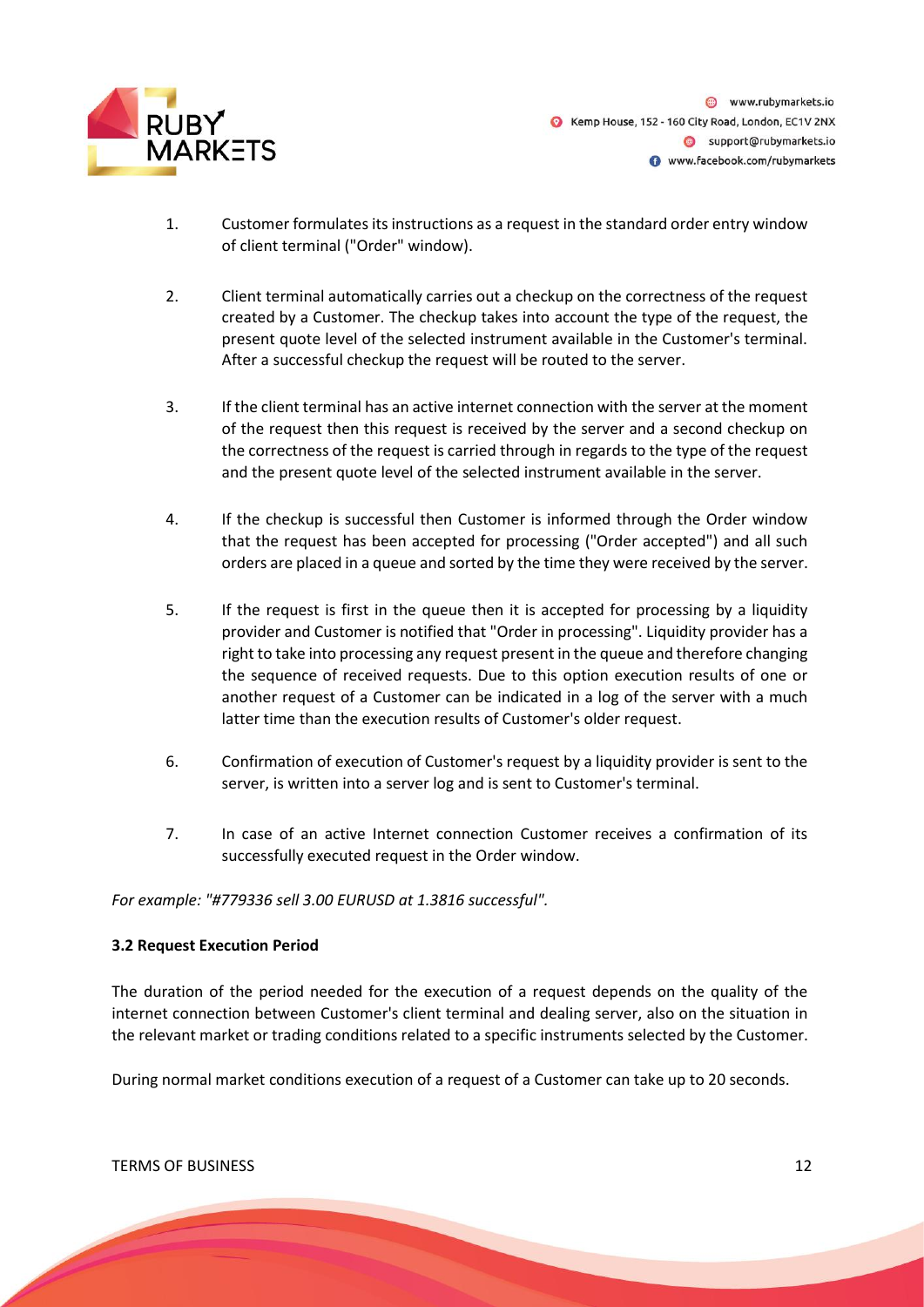1. Customer formulates its instructions as a request in the standard order entry window of client terminal ("Order" window).

2. Client terminal automatically carries out a checkup on the correctness of the request created by a Customer. The checkup takes into account the type of the request, the present quote level of the selected instrument available in the Customer's terminal. After a successful checkup the request will be routed to the server.

3. If the client terminal has an active internet connection with the server at the moment of the request then this request is received by the server and a second checkup on the correctness of the request is carried through in regards to the type of the request and the present quote level of the selected instrument available in the server.

4. If the checkup is successful then Customer is informed through the Order window that the request has been accepted for processing ("Order accepted") and all such orders are placed in a queue and sorted by the time they were received by the server.

5. If the request is first in the queue then it is accepted for processing by a liquidity provider and Customer is notified that "Order in processing". Liquidity provider has a right to take into processing any request present in the queue and therefore changing the sequence of received requests. Due to this option execution results of one or another request of a Customer can be indicated in a log of the server with a much latter time than the execution results of Customer's older request.

6. Confirmation of execution of Customer's request by a liquidity provider is sent to the server, is written into a server log and is sent to Customer's terminal.

7. In case of an active Internet connection Customer receives a confirmation of its successfully executed request in the Order window.

*For example: "#779336 sell 3.00 EURUSD at 1.3816 successful".*

### 3.2 Request Execution Period

The duration of the period needed for the execution of a request depends on the quality of the internet connection between Customer's client terminal and dealing server, also on the situation in the relevant market or trading conditions related to a specific instruments selected by the Customer.

During normal market conditions execution of a request of a Customer can take up to 20 seconds.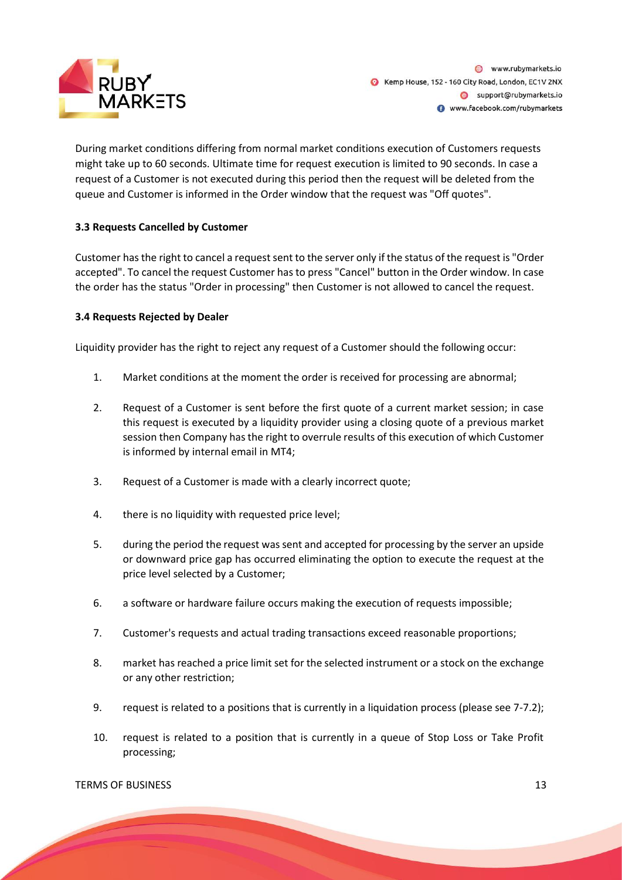During market conditions differing from normal market conditions execution of Customers requests might take up to 60 seconds. Ultimate time for request execution is limited to 90 seconds. In case a request of a Customer is not executed during this period then the request will be deleted from the queue and Customer is informed in the Order window that the request was "Off quotes".

### 3.3 Requests Cancelled by Customer

Customer has the right to cancel a request sent to the server only if the status of the request is "Order accepted". To cancel the request Customer has to press "Cancel" button in the Order window. In case the order has the status "Order in processing" then Customer is not allowed to cancel the request.

### 3.4 Requests Rejected by Dealer

Liquidity provider has the right to reject any request of a Customer should the following occur:

1. Market conditions at the moment the order is received for processing are abnormal;
2. Request of a Customer is sent before the first quote of a current market session; in case this request is executed by a liquidity provider using a closing quote of a previous market session then Company has the right to overrule results of this execution of which Customer is informed by internal email in MT4;
3. Request of a Customer is made with a clearly incorrect quote;
4. there is no liquidity with requested price level;
5. during the period the request was sent and accepted for processing by the server an upside or downward price gap has occurred eliminating the option to execute the request at the price level selected by a Customer;
6. a software or hardware failure occurs making the execution of requests impossible;
7. Customer's requests and actual trading transactions exceed reasonable proportions;
8. market has reached a price limit set for the selected instrument or a stock on the exchange or any other restriction;
9. request is related to a positions that is currently in a liquidation process (please see 7-7.2);
10. request is related to a position that is currently in a queue of Stop Loss or Take Profit processing;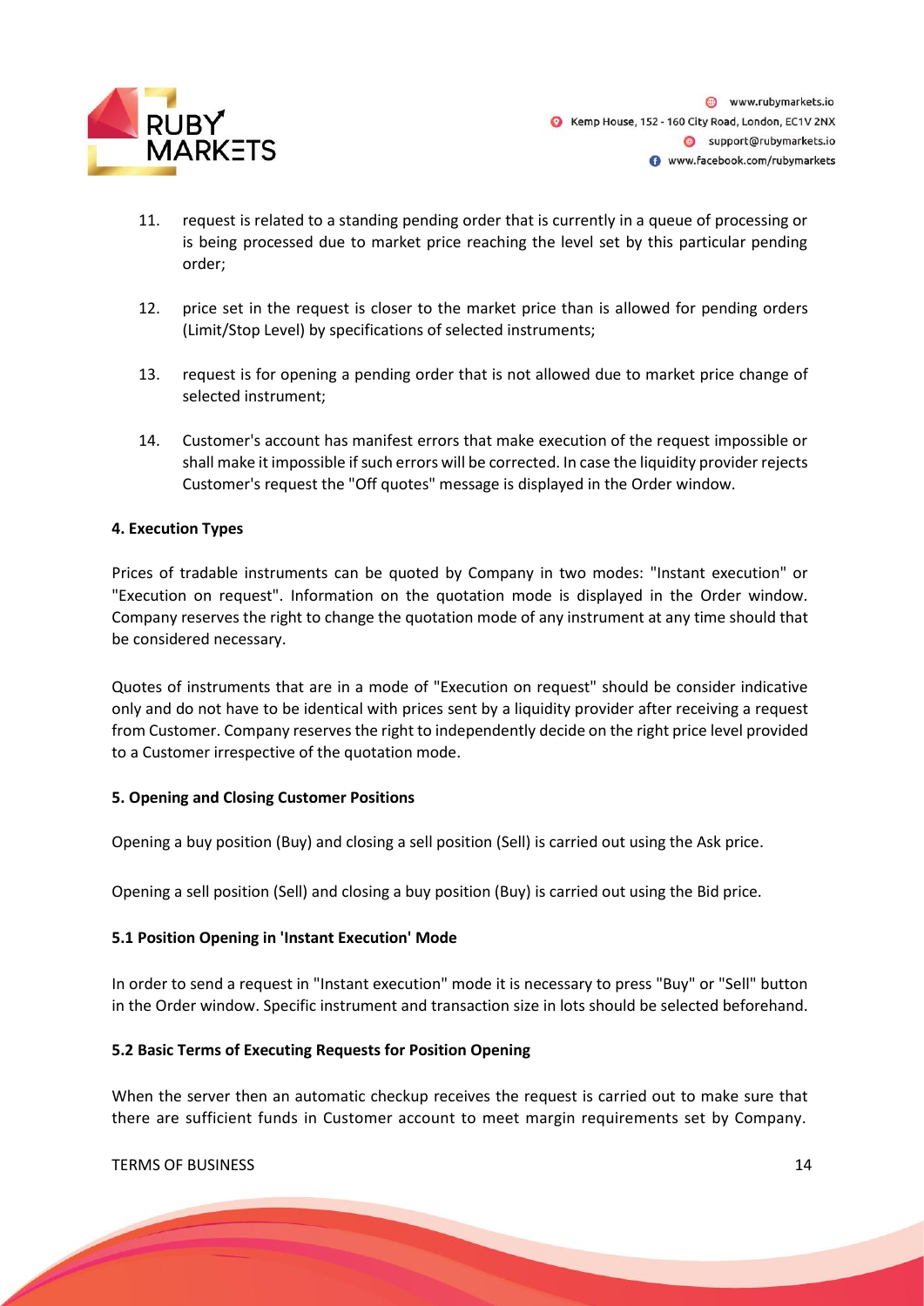11. request is related to a standing pending order that is currently in a queue of processing or is being processed due to market price reaching the level set by this particular pending order;

12. price set in the request is closer to the market price than is allowed for pending orders (Limit/Stop Level) by specifications of selected instruments;

13. request is for opening a pending order that is not allowed due to market price change of selected instrument;

14. Customer's account has manifest errors that make execution of the request impossible or shall make it impossible if such errors will be corrected. In case the liquidity provider rejects Customer's request the "Off quotes" message is displayed in the Order window.

**4. Execution Types**

Prices of tradable instruments can be quoted by Company in two modes: "Instant execution" or "Execution on request". Information on the quotation mode is displayed in the Order window. Company reserves the right to change the quotation mode of any instrument at any time should that be considered necessary.

Quotes of instruments that are in a mode of "Execution on request" should be consider indicative only and do not have to be identical with prices sent by a liquidity provider after receiving a request from Customer. Company reserves the right to independently decide on the right price level provided to a Customer irrespective of the quotation mode.

**5. Opening and Closing Customer Positions**

Opening a buy position (Buy) and closing a sell position (Sell) is carried out using the Ask price.

Opening a sell position (Sell) and closing a buy position (Buy) is carried out using the Bid price.

**5.1 Position Opening in 'Instant Execution' Mode**

In order to send a request in "Instant execution" mode it is necessary to press "Buy" or "Sell" button in the Order window. Specific instrument and transaction size in lots should be selected beforehand.

**5.2 Basic Terms of Executing Requests for Position Opening**

When the server then an automatic checkup receives the request is carried out to make sure that there are sufficient funds in Customer account to meet margin requirements set by Company.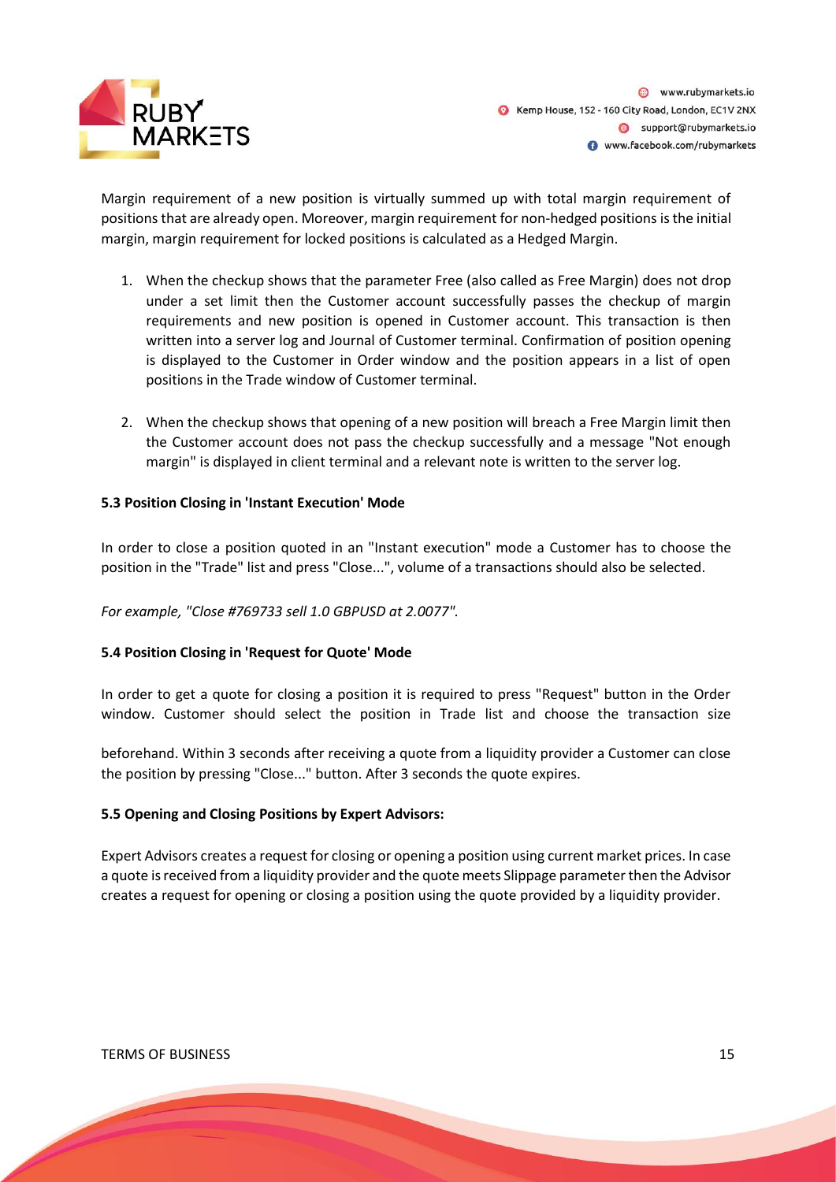Margin requirement of a new position is virtually summed up with total margin requirement of positions that are already open. Moreover, margin requirement for non-hedged positions is the initial margin, margin requirement for locked positions is calculated as a Hedged Margin.

1. When the checkup shows that the parameter Free (also called as Free Margin) does not drop under a set limit then the Customer account successfully passes the checkup of margin requirements and new position is opened in Customer account. This transaction is then written into a server log and Journal of Customer terminal. Confirmation of position opening is displayed to the Customer in Order window and the position appears in a list of open positions in the Trade window of Customer terminal.

2. When the checkup shows that opening of a new position will breach a Free Margin limit then the Customer account does not pass the checkup successfully and a message "Not enough margin" is displayed in client terminal and a relevant note is written to the server log.

**5.3 Position Closing in 'Instant Execution' Mode**

In order to close a position quoted in an "Instant execution" mode a Customer has to choose the position in the "Trade" list and press "Close...", volume of a transactions should also be selected.

*For example, "Close #769733 sell 1.0 GBPUSD at 2.0077".*

**5.4 Position Closing in 'Request for Quote' Mode**

In order to get a quote for closing a position it is required to press "Request" button in the Order window. Customer should select the position in Trade list and choose the transaction size beforehand. Within 3 seconds after receiving a quote from a liquidity provider a Customer can close the position by pressing "Close..." button. After 3 seconds the quote expires.

**5.5 Opening and Closing Positions by Expert Advisors:**

Expert Advisors creates a request for closing or opening a position using current market prices. In case a quote is received from a liquidity provider and the quote meets Slippage parameter then the Advisor creates a request for opening or closing a position using the quote provided by a liquidity provider.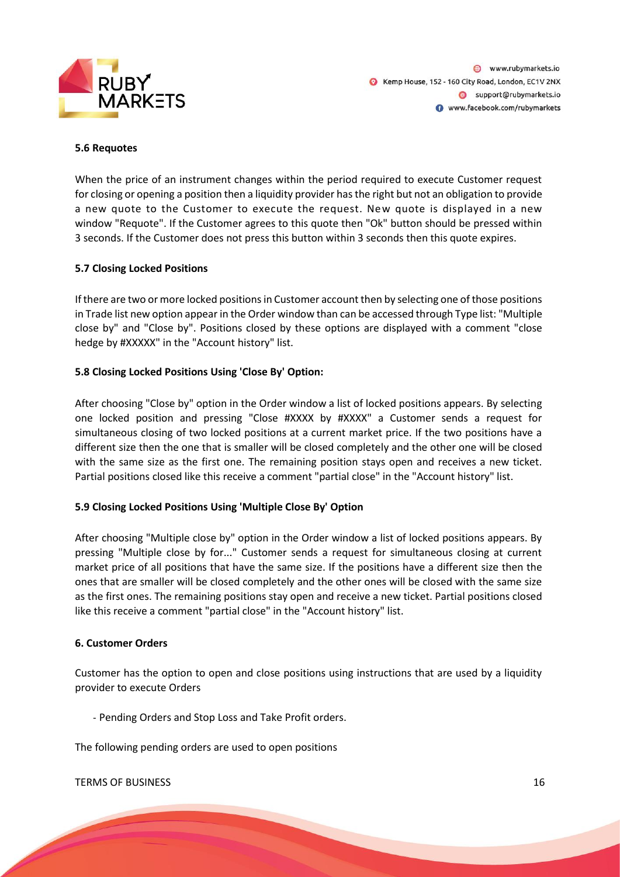**5.6 Requotes**

When the price of an instrument changes within the period required to execute Customer request for closing or opening a position then a liquidity provider has the right but not an obligation to provide a new quote to the Customer to execute the request. New quote is displayed in a new window "Requote". If the Customer agrees to this quote then "Ok" button should be pressed within 3 seconds. If the Customer does not press this button within 3 seconds then this quote expires.

**5.7 Closing Locked Positions**

If there are two or more locked positions in Customer account then by selecting one of those positions in Trade list new option appear in the Order window than can be accessed through Type list: "Multiple close by" and "Close by". Positions closed by these options are displayed with a comment "close hedge by #XXXXX" in the "Account history" list.

**5.8 Closing Locked Positions Using 'Close By' Option:**

After choosing "Close by" option in the Order window a list of locked positions appears. By selecting one locked position and pressing "Close #XXXX by #XXXX" a Customer sends a request for simultaneous closing of two locked positions at a current market price. If the two positions have a different size then the one that is smaller will be closed completely and the other one will be closed with the same size as the first one. The remaining position stays open and receives a new ticket. Partial positions closed like this receive a comment "partial close" in the "Account history" list.

**5.9 Closing Locked Positions Using 'Multiple Close By' Option**

After choosing "Multiple close by" option in the Order window a list of locked positions appears. By pressing "Multiple close by for..." Customer sends a request for simultaneous closing at current market price of all positions that have the same size. If the positions have a different size then the ones that are smaller will be closed completely and the other ones will be closed with the same size as the first ones. The remaining positions stay open and receive a new ticket. Partial positions closed like this receive a comment "partial close" in the "Account history" list.

**6. Customer Orders**

Customer has the option to open and close positions using instructions that are used by a liquidity provider to execute Orders

- Pending Orders and Stop Loss and Take Profit orders.

The following pending orders are used to open positions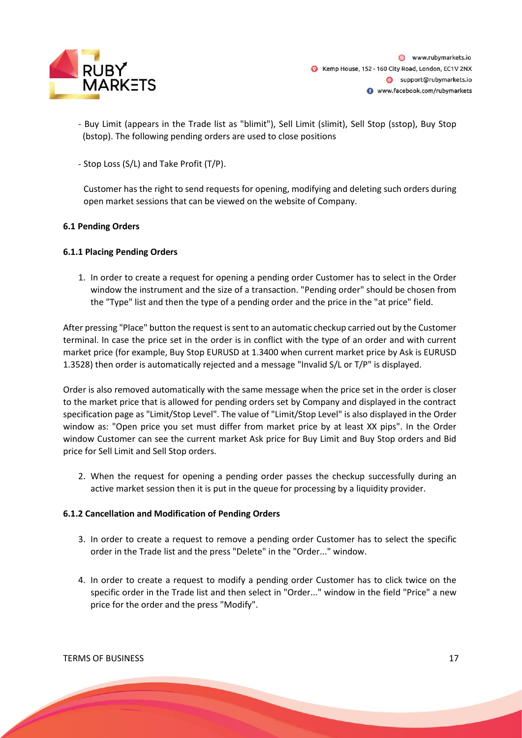- Buy Limit (appears in the Trade list as "blimit"), Sell Limit (slimit), Sell Stop (sstop), Buy Stop (bstop). The following pending orders are used to close positions

- Stop Loss (S/L) and Take Profit (T/P).

Customer has the right to send requests for opening, modifying and deleting such orders during open market sessions that can be viewed on the website of Company.

### 6.1 Pending Orders

#### 6.1.1 Placing Pending Orders

1. In order to create a request for opening a pending order Customer has to select in the Order window the instrument and the size of a transaction. "Pending order" should be chosen from the "Type" list and then the type of a pending order and the price in the "at price" field.

After pressing "Place" button the request is sent to an automatic checkup carried out by the Customer terminal. In case the price set in the order is in conflict with the type of an order and with current market price (for example, Buy Stop EURUSD at 1.3400 when current market price by Ask is EURUSD 1.3528) then order is automatically rejected and a message "Invalid S/L or T/P" is displayed.

Order is also removed automatically with the same message when the price set in the order is closer to the market price that is allowed for pending orders set by Company and displayed in the contract specification page as "Limit/Stop Level". The value of "Limit/Stop Level" is also displayed in the Order window as: "Open price you set must differ from market price by at least XX pips". In the Order window Customer can see the current market Ask price for Buy Limit and Buy Stop orders and Bid price for Sell Limit and Sell Stop orders.

2. When the request for opening a pending order passes the checkup successfully during an active market session then it is put in the queue for processing by a liquidity provider.

#### 6.1.2 Cancellation and Modification of Pending Orders

3. In order to create a request to remove a pending order Customer has to select the specific order in the Trade list and the press "Delete" in the "Order..." window.

4. In order to create a request to modify a pending order Customer has to click twice on the specific order in the Trade list and then select in "Order..." window in the field "Price" a new price for the order and the press "Modify".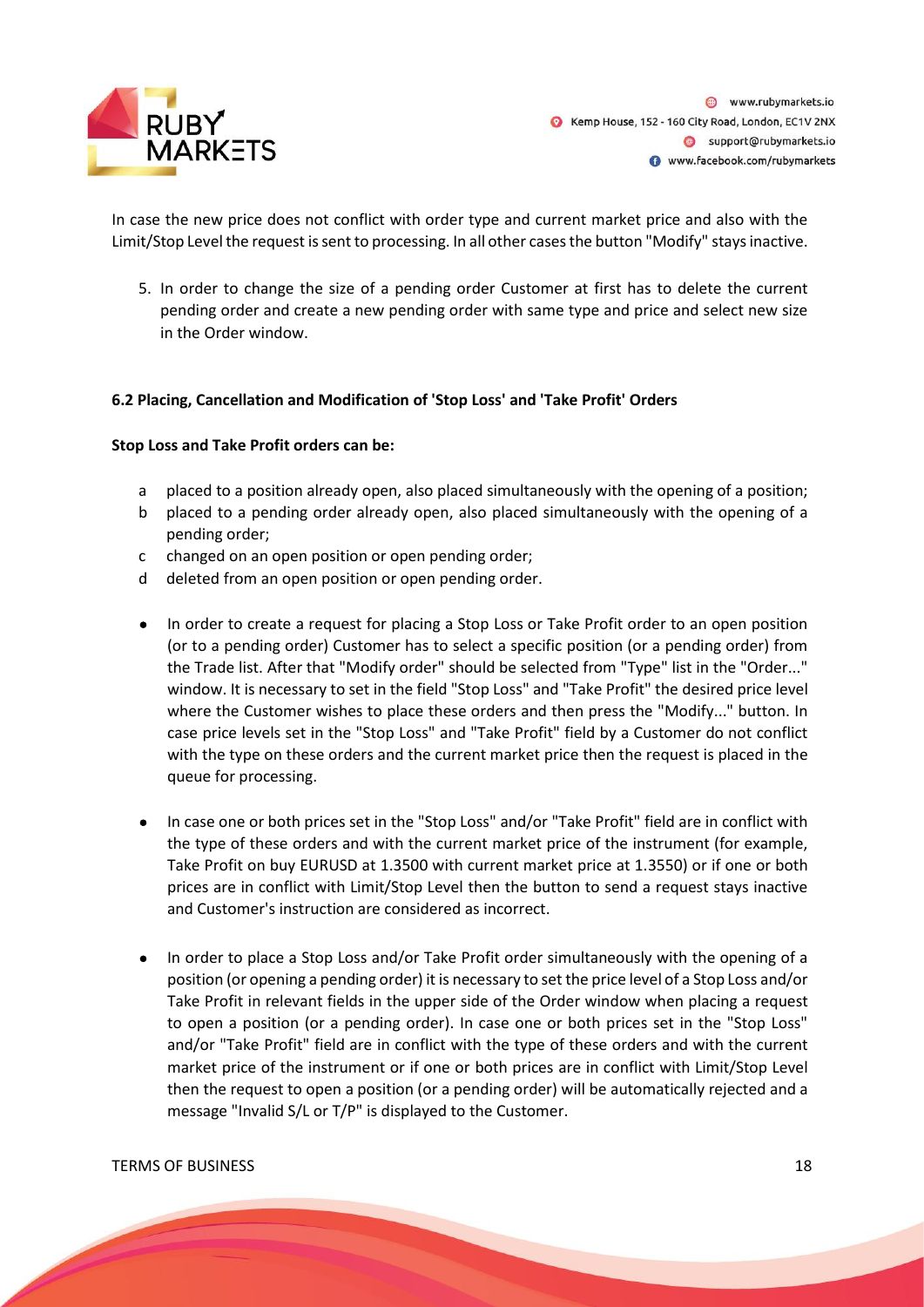In case the new price does not conflict with order type and current market price and also with the Limit/Stop Level the request is sent to processing. In all other cases the button "Modify" stays inactive.

5. In order to change the size of a pending order Customer at first has to delete the current pending order and create a new pending order with same type and price and select new size in the Order window.

**6.2 Placing, Cancellation and Modification of 'Stop Loss' and 'Take Profit' Orders**

**Stop Loss and Take Profit orders can be:**

a placed to a position already open, also placed simultaneously with the opening of a position;

b placed to a pending order already open, also placed simultaneously with the opening of a pending order;

c changed on an open position or open pending order;

d deleted from an open position or open pending order.

- In order to create a request for placing a Stop Loss or Take Profit order to an open position (or to a pending order) Customer has to select a specific position (or a pending order) from the Trade list. After that "Modify order" should be selected from "Type" list in the "Order..." window. It is necessary to set in the field "Stop Loss" and "Take Profit" the desired price level where the Customer wishes to place these orders and then press the "Modify..." button. In case price levels set in the "Stop Loss" and "Take Profit" field by a Customer do not conflict with the type on these orders and the current market price then the request is placed in the queue for processing.

- In case one or both prices set in the "Stop Loss" and/or "Take Profit" field are in conflict with the type of these orders and with the current market price of the instrument (for example, Take Profit on buy EURUSD at 1.3500 with current market price at 1.3550) or if one or both prices are in conflict with Limit/Stop Level then the button to send a request stays inactive and Customer's instruction are considered as incorrect.

- In order to place a Stop Loss and/or Take Profit order simultaneously with the opening of a position (or opening a pending order) it is necessary to set the price level of a Stop Loss and/or Take Profit in relevant fields in the upper side of the Order window when placing a request to open a position (or a pending order). In case one or both prices set in the "Stop Loss" and/or "Take Profit" field are in conflict with the type of these orders and with the current market price of the instrument or if one or both prices are in conflict with Limit/Stop Level then the request to open a position (or a pending order) will be automatically rejected and a message "Invalid S/L or T/P" is displayed to the Customer.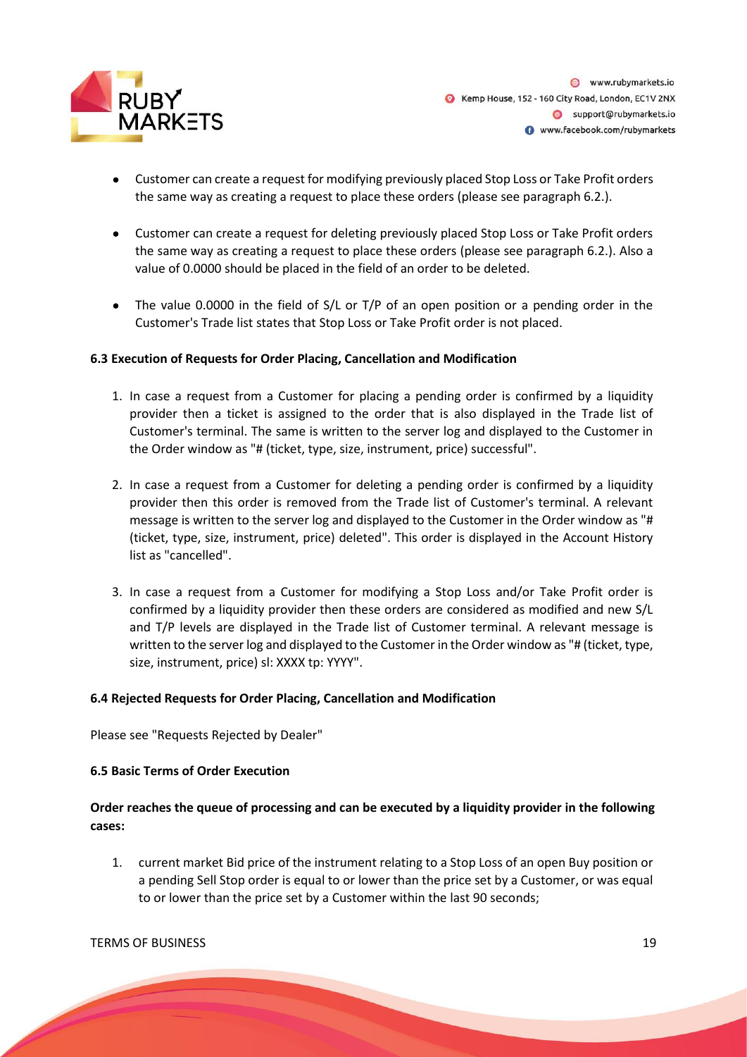- Customer can create a request for modifying previously placed Stop Loss or Take Profit orders the same way as creating a request to place these orders (please see paragraph 6.2.).
- Customer can create a request for deleting previously placed Stop Loss or Take Profit orders the same way as creating a request to place these orders (please see paragraph 6.2.). Also a value of 0.0000 should be placed in the field of an order to be deleted.
- The value 0.0000 in the field of S/L or T/P of an open position or a pending order in the Customer's Trade list states that Stop Loss or Take Profit order is not placed.

**6.3 Execution of Requests for Order Placing, Cancellation and Modification**

1. In case a request from a Customer for placing a pending order is confirmed by a liquidity provider then a ticket is assigned to the order that is also displayed in the Trade list of Customer's terminal. The same is written to the server log and displayed to the Customer in the Order window as "# (ticket, type, size, instrument, price) successful".
2. In case a request from a Customer for deleting a pending order is confirmed by a liquidity provider then this order is removed from the Trade list of Customer's terminal. A relevant message is written to the server log and displayed to the Customer in the Order window as "# (ticket, type, size, instrument, price) deleted". This order is displayed in the Account History list as "cancelled".
3. In case a request from a Customer for modifying a Stop Loss and/or Take Profit order is confirmed by a liquidity provider then these orders are considered as modified and new S/L and T/P levels are displayed in the Trade list of Customer terminal. A relevant message is written to the server log and displayed to the Customer in the Order window as "# (ticket, type, size, instrument, price) sl: XXXX tp: YYYY".

**6.4 Rejected Requests for Order Placing, Cancellation and Modification**

Please see "Requests Rejected by Dealer"

**6.5 Basic Terms of Order Execution**

**Order reaches the queue of processing and can be executed by a liquidity provider in the following cases:**

1. current market Bid price of the instrument relating to a Stop Loss of an open Buy position or a pending Sell Stop order is equal to or lower than the price set by a Customer, or was equal to or lower than the price set by a Customer within the last 90 seconds;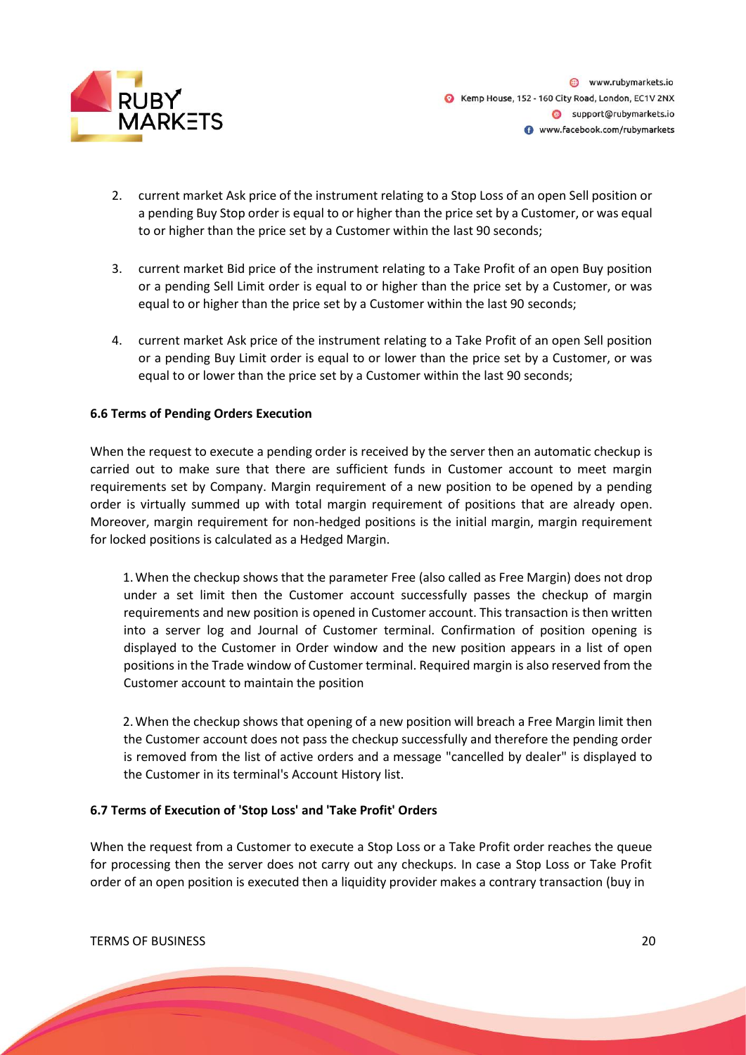2. current market Ask price of the instrument relating to a Stop Loss of an open Sell position or a pending Buy Stop order is equal to or higher than the price set by a Customer, or was equal to or higher than the price set by a Customer within the last 90 seconds;

3. current market Bid price of the instrument relating to a Take Profit of an open Buy position or a pending Sell Limit order is equal to or higher than the price set by a Customer, or was equal to or higher than the price set by a Customer within the last 90 seconds;

4. current market Ask price of the instrument relating to a Take Profit of an open Sell position or a pending Buy Limit order is equal to or lower than the price set by a Customer, or was equal to or lower than the price set by a Customer within the last 90 seconds;

**6.6 Terms of Pending Orders Execution**

When the request to execute a pending order is received by the server then an automatic checkup is carried out to make sure that there are sufficient funds in Customer account to meet margin requirements set by Company. Margin requirement of a new position to be opened by a pending order is virtually summed up with total margin requirement of positions that are already open. Moreover, margin requirement for non-hedged positions is the initial margin, margin requirement for locked positions is calculated as a Hedged Margin.

1. When the checkup shows that the parameter Free (also called as Free Margin) does not drop under a set limit then the Customer account successfully passes the checkup of margin requirements and new position is opened in Customer account. This transaction is then written into a server log and Journal of Customer terminal. Confirmation of position opening is displayed to the Customer in Order window and the new position appears in a list of open positions in the Trade window of Customer terminal. Required margin is also reserved from the Customer account to maintain the position

2. When the checkup shows that opening of a new position will breach a Free Margin limit then the Customer account does not pass the checkup successfully and therefore the pending order is removed from the list of active orders and a message "cancelled by dealer" is displayed to the Customer in its terminal's Account History list.

**6.7 Terms of Execution of 'Stop Loss' and 'Take Profit' Orders**

When the request from a Customer to execute a Stop Loss or a Take Profit order reaches the queue for processing then the server does not carry out any checkups. In case a Stop Loss or Take Profit order of an open position is executed then a liquidity provider makes a contrary transaction (buy in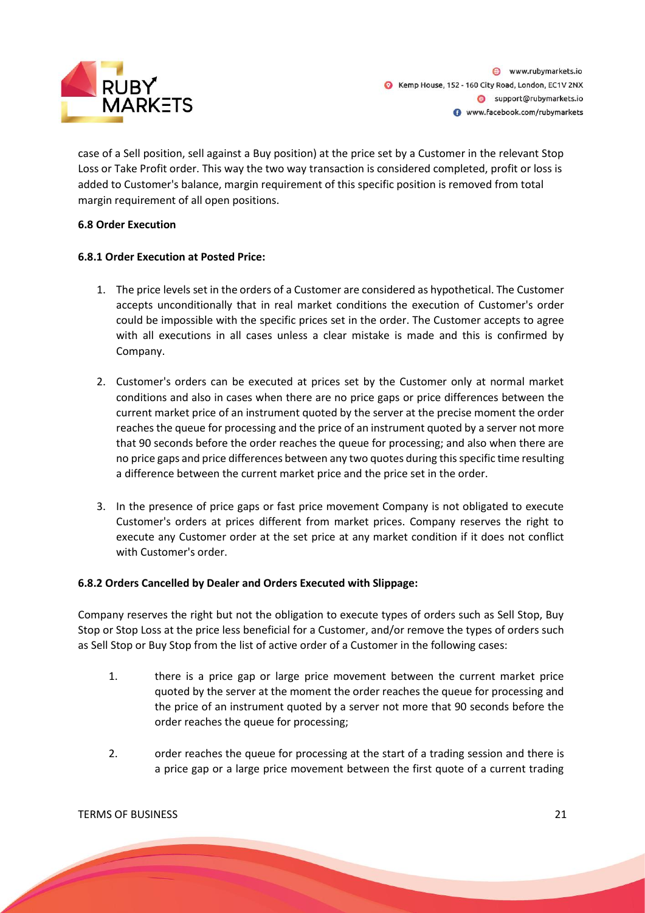case of a Sell position, sell against a Buy position) at the price set by a Customer in the relevant Stop Loss or Take Profit order. This way the two way transaction is considered completed, profit or loss is added to Customer's balance, margin requirement of this specific position is removed from total margin requirement of all open positions.

**6.8 Order Execution**

**6.8.1 Order Execution at Posted Price:**

1. The price levels set in the orders of a Customer are considered as hypothetical. The Customer accepts unconditionally that in real market conditions the execution of Customer's order could be impossible with the specific prices set in the order. The Customer accepts to agree with all executions in all cases unless a clear mistake is made and this is confirmed by Company.

2. Customer's orders can be executed at prices set by the Customer only at normal market conditions and also in cases when there are no price gaps or price differences between the current market price of an instrument quoted by the server at the precise moment the order reaches the queue for processing and the price of an instrument quoted by a server not more that 90 seconds before the order reaches the queue for processing; and also when there are no price gaps and price differences between any two quotes during this specific time resulting a difference between the current market price and the price set in the order.

3. In the presence of price gaps or fast price movement Company is not obligated to execute Customer's orders at prices different from market prices. Company reserves the right to execute any Customer order at the set price at any market condition if it does not conflict with Customer's order.

**6.8.2 Orders Cancelled by Dealer and Orders Executed with Slippage:**

Company reserves the right but not the obligation to execute types of orders such as Sell Stop, Buy Stop or Stop Loss at the price less beneficial for a Customer, and/or remove the types of orders such as Sell Stop or Buy Stop from the list of active order of a Customer in the following cases:

1. there is a price gap or large price movement between the current market price quoted by the server at the moment the order reaches the queue for processing and the price of an instrument quoted by a server not more that 90 seconds before the order reaches the queue for processing;

2. order reaches the queue for processing at the start of a trading session and there is a price gap or a large price movement between the first quote of a current trading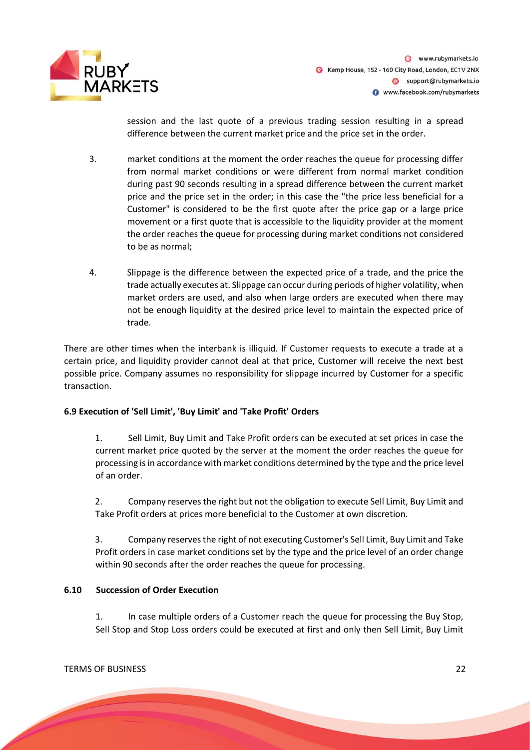session and the last quote of a previous trading session resulting in a spread difference between the current market price and the price set in the order.

3. market conditions at the moment the order reaches the queue for processing differ from normal market conditions or were different from normal market condition during past 90 seconds resulting in a spread difference between the current market price and the price set in the order; in this case the "the price less beneficial for a Customer" is considered to be the first quote after the price gap or a large price movement or a first quote that is accessible to the liquidity provider at the moment the order reaches the queue for processing during market conditions not considered to be as normal;

4. Slippage is the difference between the expected price of a trade, and the price the trade actually executes at. Slippage can occur during periods of higher volatility, when market orders are used, and also when large orders are executed when there may not be enough liquidity at the desired price level to maintain the expected price of trade.

There are other times when the interbank is illiquid. If Customer requests to execute a trade at a certain price, and liquidity provider cannot deal at that price, Customer will receive the next best possible price. Company assumes no responsibility for slippage incurred by Customer for a specific transaction.

**6.9 Execution of 'Sell Limit', 'Buy Limit' and 'Take Profit' Orders**

1. Sell Limit, Buy Limit and Take Profit orders can be executed at set prices in case the current market price quoted by the server at the moment the order reaches the queue for processing is in accordance with market conditions determined by the type and the price level of an order.

2. Company reserves the right but not the obligation to execute Sell Limit, Buy Limit and Take Profit orders at prices more beneficial to the Customer at own discretion.

3. Company reserves the right of not executing Customer's Sell Limit, Buy Limit and Take Profit orders in case market conditions set by the type and the price level of an order change within 90 seconds after the order reaches the queue for processing.

**6.10 Succession of Order Execution**

1. In case multiple orders of a Customer reach the queue for processing the Buy Stop, Sell Stop and Stop Loss orders could be executed at first and only then Sell Limit, Buy Limit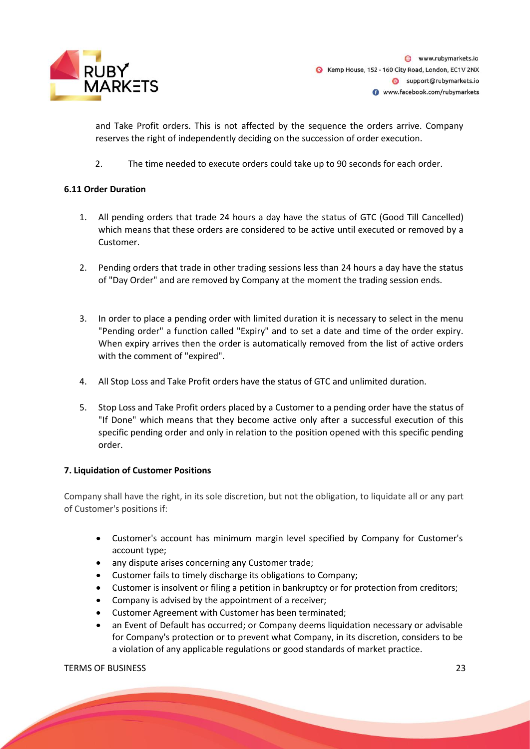and Take Profit orders. This is not affected by the sequence the orders arrive. Company reserves the right of independently deciding on the succession of order execution.

2. The time needed to execute orders could take up to 90 seconds for each order.

### 6.11 Order Duration

1. All pending orders that trade 24 hours a day have the status of GTC (Good Till Cancelled) which means that these orders are considered to be active until executed or removed by a Customer.
2. Pending orders that trade in other trading sessions less than 24 hours a day have the status of "Day Order" and are removed by Company at the moment the trading session ends.
3. In order to place a pending order with limited duration it is necessary to select in the menu "Pending order" a function called "Expiry" and to set a date and time of the order expiry. When expiry arrives then the order is automatically removed from the list of active orders with the comment of "expired".
4. All Stop Loss and Take Profit orders have the status of GTC and unlimited duration.
5. Stop Loss and Take Profit orders placed by a Customer to a pending order have the status of "If Done" which means that they become active only after a successful execution of this specific pending order and only in relation to the position opened with this specific pending order.

## 7. Liquidation of Customer Positions

Company shall have the right, in its sole discretion, but not the obligation, to liquidate all or any part of Customer's positions if:

- Customer's account has minimum margin level specified by Company for Customer's account type;
- any dispute arises concerning any Customer trade;
- Customer fails to timely discharge its obligations to Company;
- Customer is insolvent or filing a petition in bankruptcy or for protection from creditors;
- Company is advised by the appointment of a receiver;
- Customer Agreement with Customer has been terminated;
- an Event of Default has occurred; or Company deems liquidation necessary or advisable for Company's protection or to prevent what Company, in its discretion, considers to be a violation of any applicable regulations or good standards of market practice.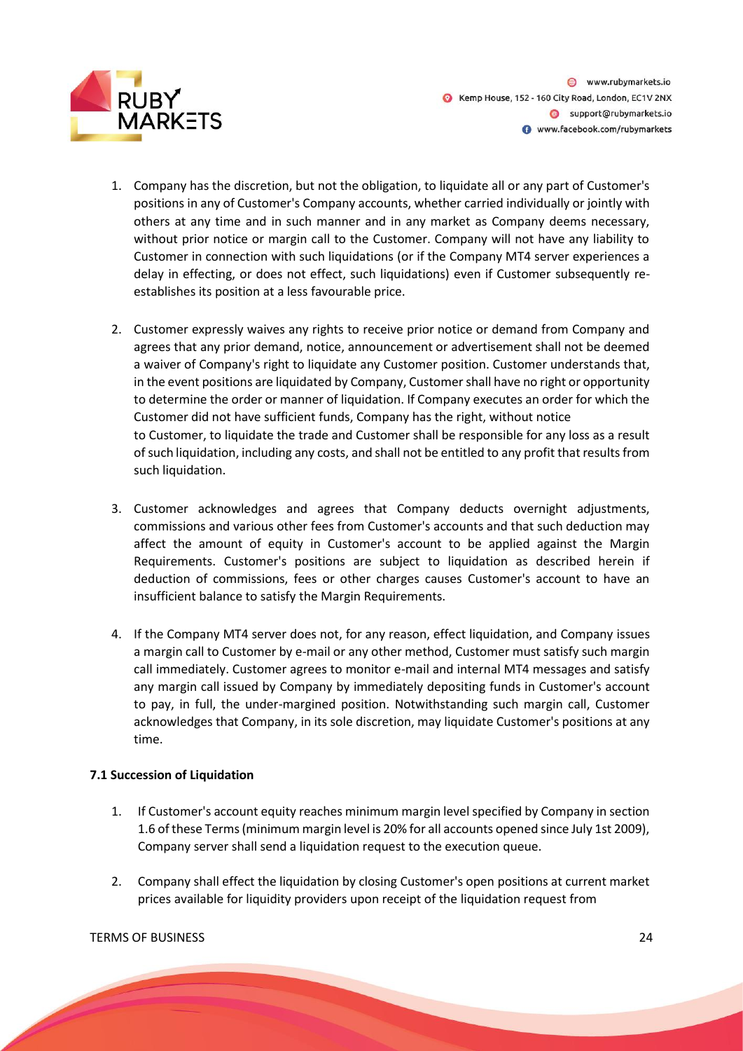1. Company has the discretion, but not the obligation, to liquidate all or any part of Customer's positions in any of Customer's Company accounts, whether carried individually or jointly with others at any time and in such manner and in any market as Company deems necessary, without prior notice or margin call to the Customer. Company will not have any liability to Customer in connection with such liquidations (or if the Company MT4 server experiences a delay in effecting, or does not effect, such liquidations) even if Customer subsequently re-establishes its position at a less favourable price.

2. Customer expressly waives any rights to receive prior notice or demand from Company and agrees that any prior demand, notice, announcement or advertisement shall not be deemed a waiver of Company's right to liquidate any Customer position. Customer understands that, in the event positions are liquidated by Company, Customer shall have no right or opportunity to determine the order or manner of liquidation. If Company executes an order for which the Customer did not have sufficient funds, Company has the right, without notice to Customer, to liquidate the trade and Customer shall be responsible for any loss as a result of such liquidation, including any costs, and shall not be entitled to any profit that results from such liquidation.

3. Customer acknowledges and agrees that Company deducts overnight adjustments, commissions and various other fees from Customer's accounts and that such deduction may affect the amount of equity in Customer's account to be applied against the Margin Requirements. Customer's positions are subject to liquidation as described herein if deduction of commissions, fees or other charges causes Customer's account to have an insufficient balance to satisfy the Margin Requirements.

4. If the Company MT4 server does not, for any reason, effect liquidation, and Company issues a margin call to Customer by e-mail or any other method, Customer must satisfy such margin call immediately. Customer agrees to monitor e-mail and internal MT4 messages and satisfy any margin call issued by Company by immediately depositing funds in Customer's account to pay, in full, the under-margined position. Notwithstanding such margin call, Customer acknowledges that Company, in its sole discretion, may liquidate Customer's positions at any time.

**7.1 Succession of Liquidation**

1. If Customer's account equity reaches minimum margin level specified by Company in section 1.6 of these Terms (minimum margin level is 20% for all accounts opened since July 1st 2009), Company server shall send a liquidation request to the execution queue.

2. Company shall effect the liquidation by closing Customer's open positions at current market prices available for liquidity providers upon receipt of the liquidation request from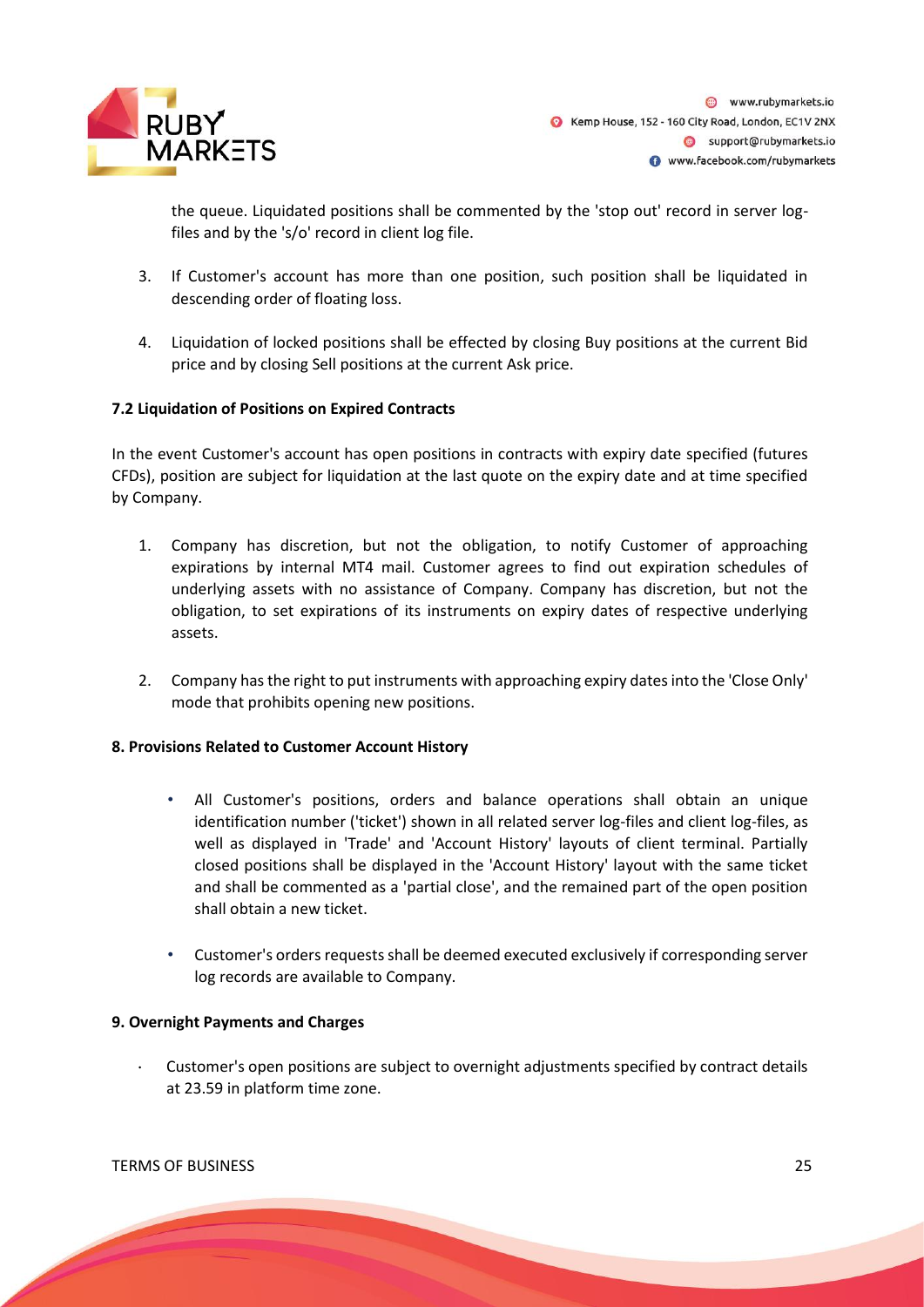the queue. Liquidated positions shall be commented by the 'stop out' record in server log-files and by the 's/o' record in client log file.

3. If Customer's account has more than one position, such position shall be liquidated in descending order of floating loss.
4. Liquidation of locked positions shall be effected by closing Buy positions at the current Bid price and by closing Sell positions at the current Ask price.

**7.2 Liquidation of Positions on Expired Contracts**

In the event Customer's account has open positions in contracts with expiry date specified (futures CFDs), position are subject for liquidation at the last quote on the expiry date and at time specified by Company.

1. Company has discretion, but not the obligation, to notify Customer of approaching expirations by internal MT4 mail. Customer agrees to find out expiration schedules of underlying assets with no assistance of Company. Company has discretion, but not the obligation, to set expirations of its instruments on expiry dates of respective underlying assets.
2. Company has the right to put instruments with approaching expiry dates into the 'Close Only' mode that prohibits opening new positions.

**8. Provisions Related to Customer Account History**

- All Customer's positions, orders and balance operations shall obtain an unique identification number ('ticket') shown in all related server log-files and client log-files, as well as displayed in 'Trade' and 'Account History' layouts of client terminal. Partially closed positions shall be displayed in the 'Account History' layout with the same ticket and shall be commented as a 'partial close', and the remained part of the open position shall obtain a new ticket.
- Customer's orders requests shall be deemed executed exclusively if corresponding server log records are available to Company.

**9. Overnight Payments and Charges**

- Customer's open positions are subject to overnight adjustments specified by contract details at 23.59 in platform time zone.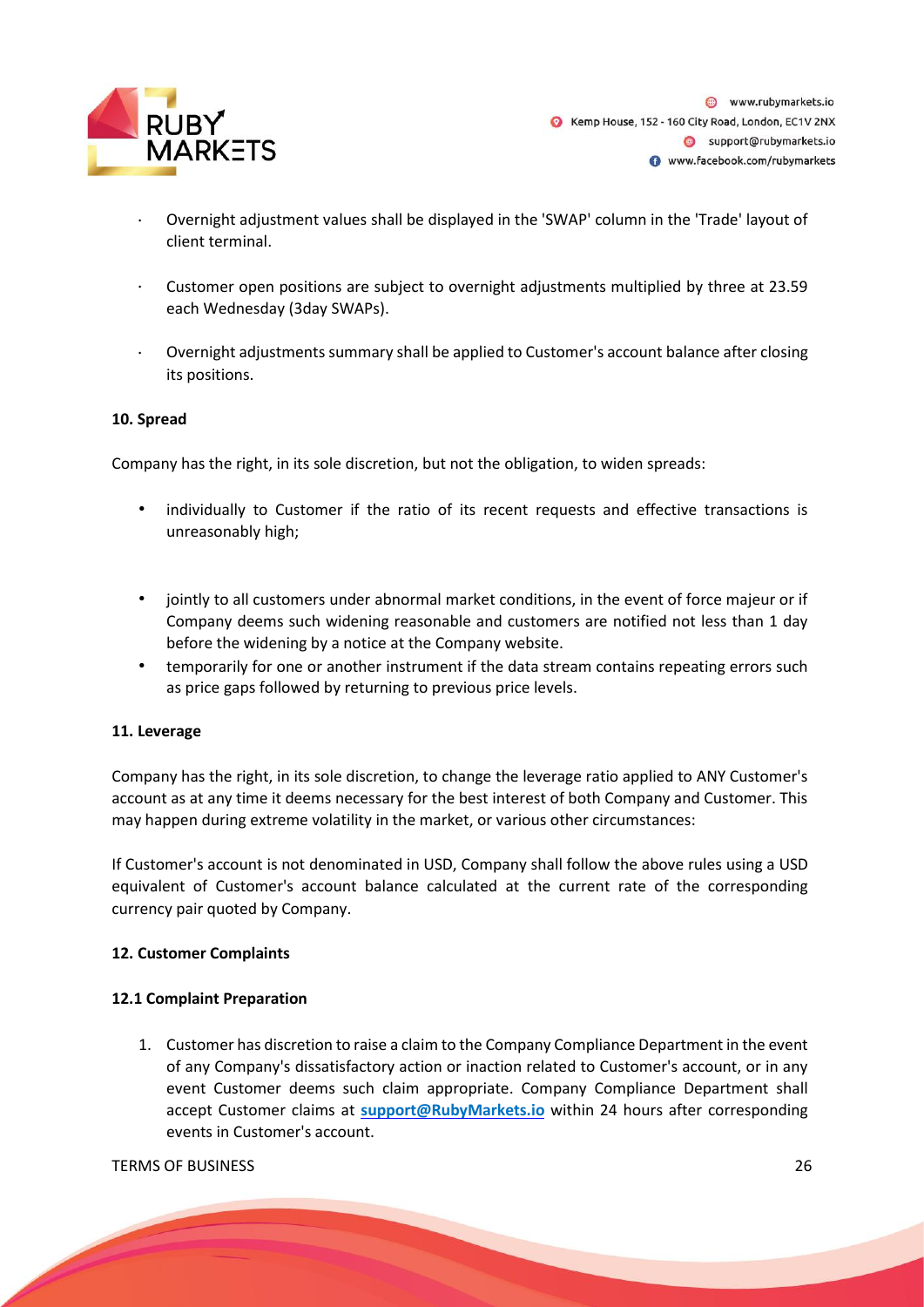- Overnight adjustment values shall be displayed in the 'SWAP' column in the 'Trade' layout of client terminal.
- Customer open positions are subject to overnight adjustments multiplied by three at 23.59 each Wednesday (3day SWAPs).
- Overnight adjustments summary shall be applied to Customer's account balance after closing its positions.

**10. Spread**

Company has the right, in its sole discretion, but not the obligation, to widen spreads:

- individually to Customer if the ratio of its recent requests and effective transactions is unreasonably high;
- jointly to all customers under abnormal market conditions, in the event of force majeur or if Company deems such widening reasonable and customers are notified not less than 1 day before the widening by a notice at the Company website.
- temporarily for one or another instrument if the data stream contains repeating errors such as price gaps followed by returning to previous price levels.

**11. Leverage**

Company has the right, in its sole discretion, to change the leverage ratio applied to ANY Customer's account as at any time it deems necessary for the best interest of both Company and Customer. This may happen during extreme volatility in the market, or various other circumstances:

If Customer's account is not denominated in USD, Company shall follow the above rules using a USD equivalent of Customer's account balance calculated at the current rate of the corresponding currency pair quoted by Company.

**12. Customer Complaints**

**12.1 Complaint Preparation**

1. Customer has discretion to raise a claim to the Company Compliance Department in the event of any Company's dissatisfactory action or inaction related to Customer's account, or in any event Customer deems such claim appropriate. Company Compliance Department shall accept Customer claims at **support@RubyMarkets.io** within 24 hours after corresponding events in Customer's account.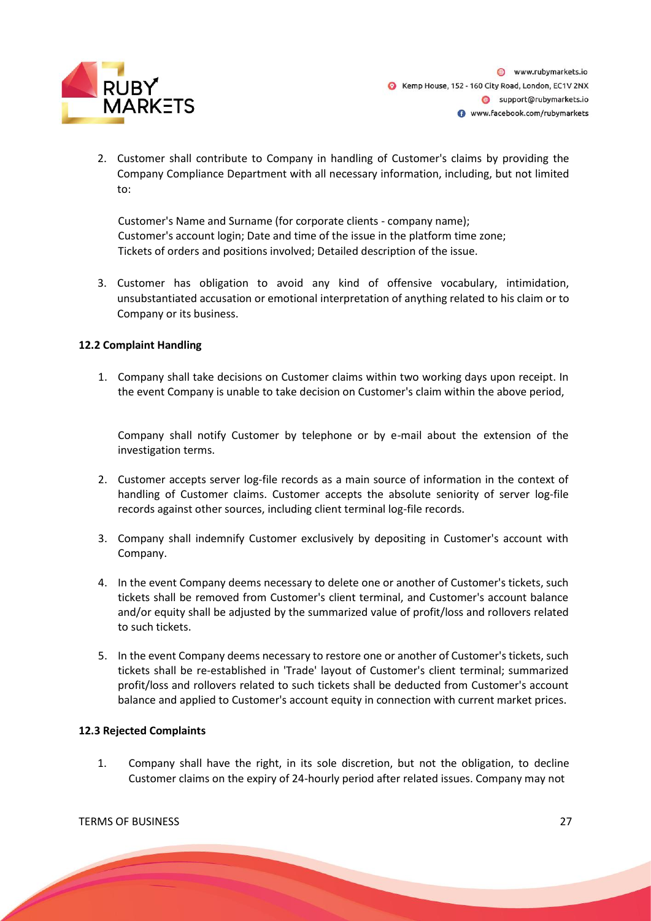2. Customer shall contribute to Company in handling of Customer's claims by providing the Company Compliance Department with all necessary information, including, but not limited to:

   Customer's Name and Surname (for corporate clients - company name);
   Customer's account login; Date and time of the issue in the platform time zone;
   Tickets of orders and positions involved; Detailed description of the issue.

3. Customer has obligation to avoid any kind of offensive vocabulary, intimidation, unsubstantiated accusation or emotional interpretation of anything related to his claim or to Company or its business.

**12.2 Complaint Handling**

1. Company shall take decisions on Customer claims within two working days upon receipt. In the event Company is unable to take decision on Customer's claim within the above period,

   Company shall notify Customer by telephone or by e-mail about the extension of the investigation terms.

2. Customer accepts server log-file records as a main source of information in the context of handling of Customer claims. Customer accepts the absolute seniority of server log-file records against other sources, including client terminal log-file records.

3. Company shall indemnify Customer exclusively by depositing in Customer's account with Company.

4. In the event Company deems necessary to delete one or another of Customer's tickets, such tickets shall be removed from Customer's client terminal, and Customer's account balance and/or equity shall be adjusted by the summarized value of profit/loss and rollovers related to such tickets.

5. In the event Company deems necessary to restore one or another of Customer's tickets, such tickets shall be re-established in 'Trade' layout of Customer's client terminal; summarized profit/loss and rollovers related to such tickets shall be deducted from Customer's account balance and applied to Customer's account equity in connection with current market prices.

**12.3 Rejected Complaints**

1. Company shall have the right, in its sole discretion, but not the obligation, to decline Customer claims on the expiry of 24-hourly period after related issues. Company may not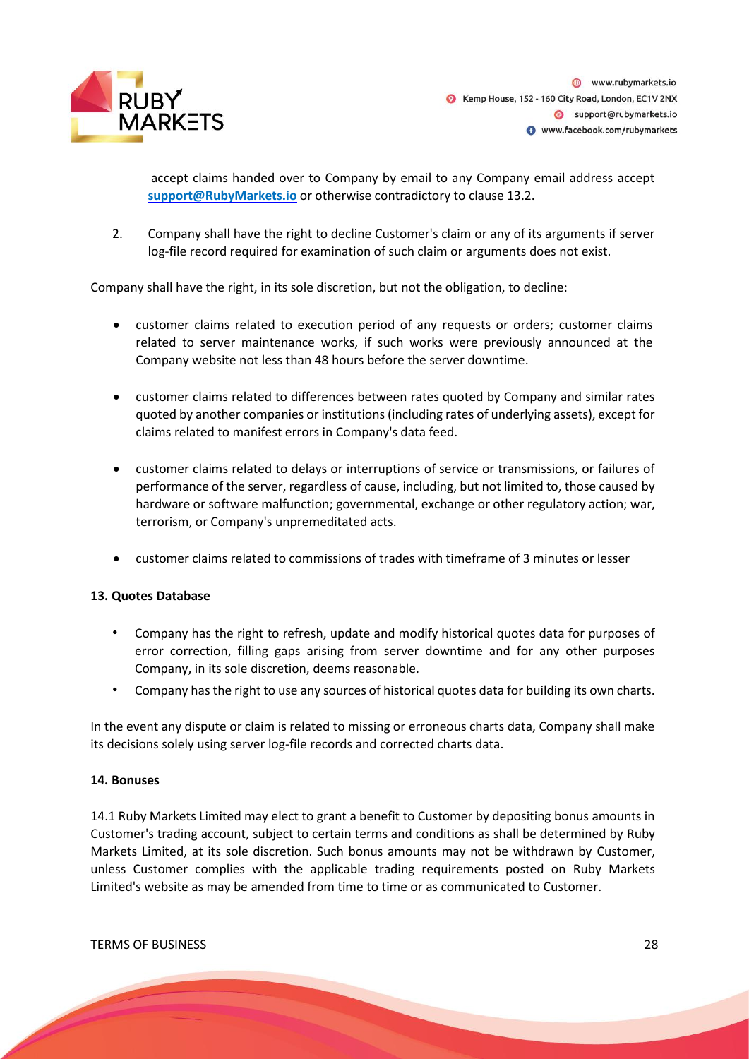accept claims handed over to Company by email to any Company email address accept **support@RubyMarkets.io** or otherwise contradictory to clause 13.2.

2. Company shall have the right to decline Customer's claim or any of its arguments if server log-file record required for examination of such claim or arguments does not exist.

Company shall have the right, in its sole discretion, but not the obligation, to decline:

- customer claims related to execution period of any requests or orders; customer claims related to server maintenance works, if such works were previously announced at the Company website not less than 48 hours before the server downtime.
- customer claims related to differences between rates quoted by Company and similar rates quoted by another companies or institutions (including rates of underlying assets), except for claims related to manifest errors in Company's data feed.
- customer claims related to delays or interruptions of service or transmissions, or failures of performance of the server, regardless of cause, including, but not limited to, those caused by hardware or software malfunction; governmental, exchange or other regulatory action; war, terrorism, or Company's unpremeditated acts.
- customer claims related to commissions of trades with timeframe of 3 minutes or lesser

**13. Quotes Database**

- Company has the right to refresh, update and modify historical quotes data for purposes of error correction, filling gaps arising from server downtime and for any other purposes Company, in its sole discretion, deems reasonable.
- Company has the right to use any sources of historical quotes data for building its own charts.

In the event any dispute or claim is related to missing or erroneous charts data, Company shall make its decisions solely using server log-file records and corrected charts data.

**14. Bonuses**

14.1 Ruby Markets Limited may elect to grant a benefit to Customer by depositing bonus amounts in Customer's trading account, subject to certain terms and conditions as shall be determined by Ruby Markets Limited, at its sole discretion. Such bonus amounts may not be withdrawn by Customer, unless Customer complies with the applicable trading requirements posted on Ruby Markets Limited's website as may be amended from time to time or as communicated to Customer.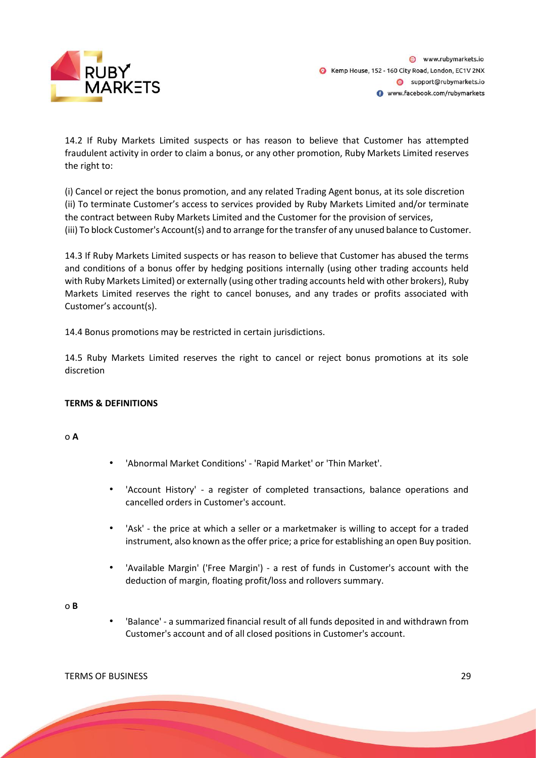14.2 If Ruby Markets Limited suspects or has reason to believe that Customer has attempted fraudulent activity in order to claim a bonus, or any other promotion, Ruby Markets Limited reserves the right to:

(i) Cancel or reject the bonus promotion, and any related Trading Agent bonus, at its sole discretion
(ii) To terminate Customer's access to services provided by Ruby Markets Limited and/or terminate the contract between Ruby Markets Limited and the Customer for the provision of services,
(iii) To block Customer's Account(s) and to arrange for the transfer of any unused balance to Customer.

14.3 If Ruby Markets Limited suspects or has reason to believe that Customer has abused the terms and conditions of a bonus offer by hedging positions internally (using other trading accounts held with Ruby Markets Limited) or externally (using other trading accounts held with other brokers), Ruby Markets Limited reserves the right to cancel bonuses, and any trades or profits associated with Customer's account(s).

14.4 Bonus promotions may be restricted in certain jurisdictions.

14.5 Ruby Markets Limited reserves the right to cancel or reject bonus promotions at its sole discretion

**TERMS & DEFINITIONS**

o **A**

- 'Abnormal Market Conditions' - 'Rapid Market' or 'Thin Market'.
- 'Account History' - a register of completed transactions, balance operations and cancelled orders in Customer's account.
- 'Ask' - the price at which a seller or a marketmaker is willing to accept for a traded instrument, also known as the offer price; a price for establishing an open Buy position.
- 'Available Margin' ('Free Margin') - a rest of funds in Customer's account with the deduction of margin, floating profit/loss and rollovers summary.

o **B**

- 'Balance' - a summarized financial result of all funds deposited in and withdrawn from Customer's account and of all closed positions in Customer's account.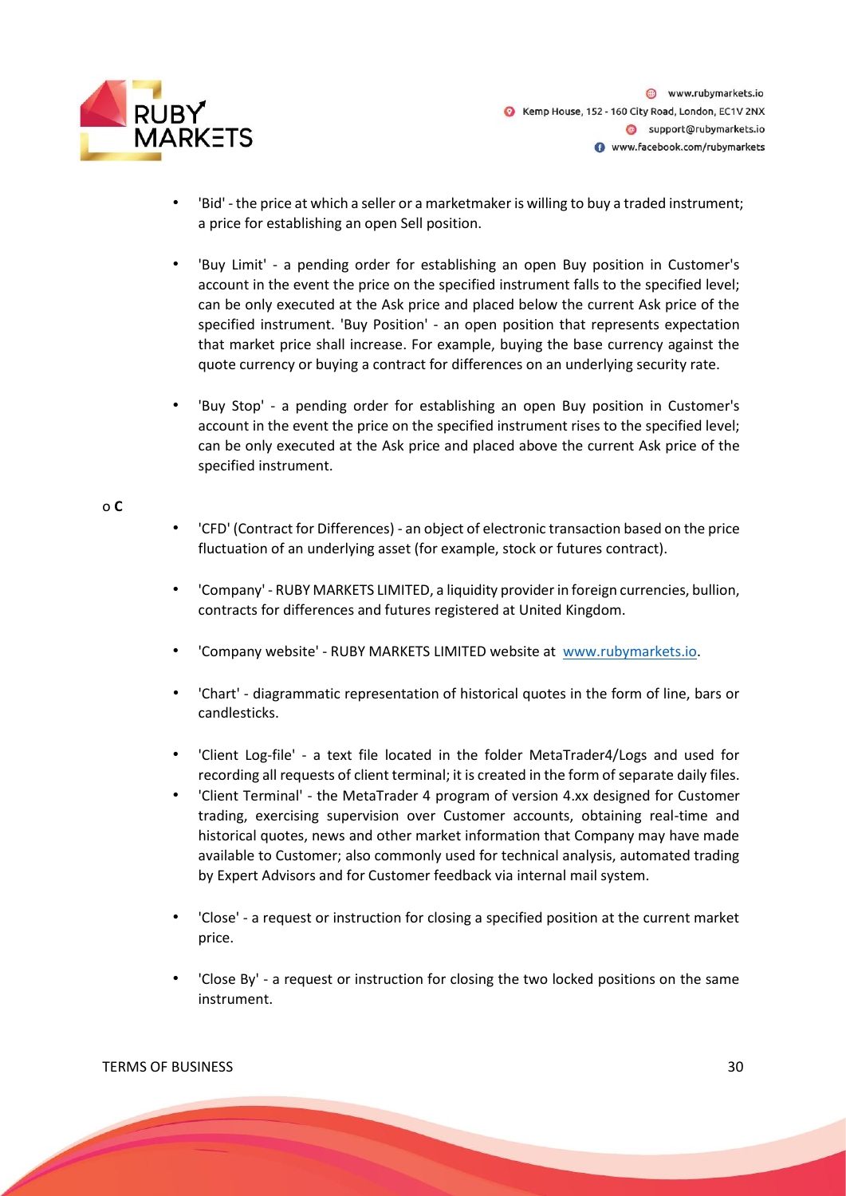- 'Bid' - the price at which a seller or a marketmaker is willing to buy a traded instrument; a price for establishing an open Sell position.

- 'Buy Limit' - a pending order for establishing an open Buy position in Customer's account in the event the price on the specified instrument falls to the specified level; can be only executed at the Ask price and placed below the current Ask price of the specified instrument. 'Buy Position' - an open position that represents expectation that market price shall increase. For example, buying the base currency against the quote currency or buying a contract for differences on an underlying security rate.

- 'Buy Stop' - a pending order for establishing an open Buy position in Customer's account in the event the price on the specified instrument rises to the specified level; can be only executed at the Ask price and placed above the current Ask price of the specified instrument.

o **C**

- 'CFD' (Contract for Differences) - an object of electronic transaction based on the price fluctuation of an underlying asset (for example, stock or futures contract).

- 'Company' - RUBY MARKETS LIMITED, a liquidity provider in foreign currencies, bullion, contracts for differences and futures registered at United Kingdom.

- 'Company website' - RUBY MARKETS LIMITED website at www.rubymarkets.io.

- 'Chart' - diagrammatic representation of historical quotes in the form of line, bars or candlesticks.

- 'Client Log-file' - a text file located in the folder MetaTrader4/Logs and used for recording all requests of client terminal; it is created in the form of separate daily files.
- 'Client Terminal' - the MetaTrader 4 program of version 4.xx designed for Customer trading, exercising supervision over Customer accounts, obtaining real-time and historical quotes, news and other market information that Company may have made available to Customer; also commonly used for technical analysis, automated trading by Expert Advisors and for Customer feedback via internal mail system.

- 'Close' - a request or instruction for closing a specified position at the current market price.

- 'Close By' - a request or instruction for closing the two locked positions on the same instrument.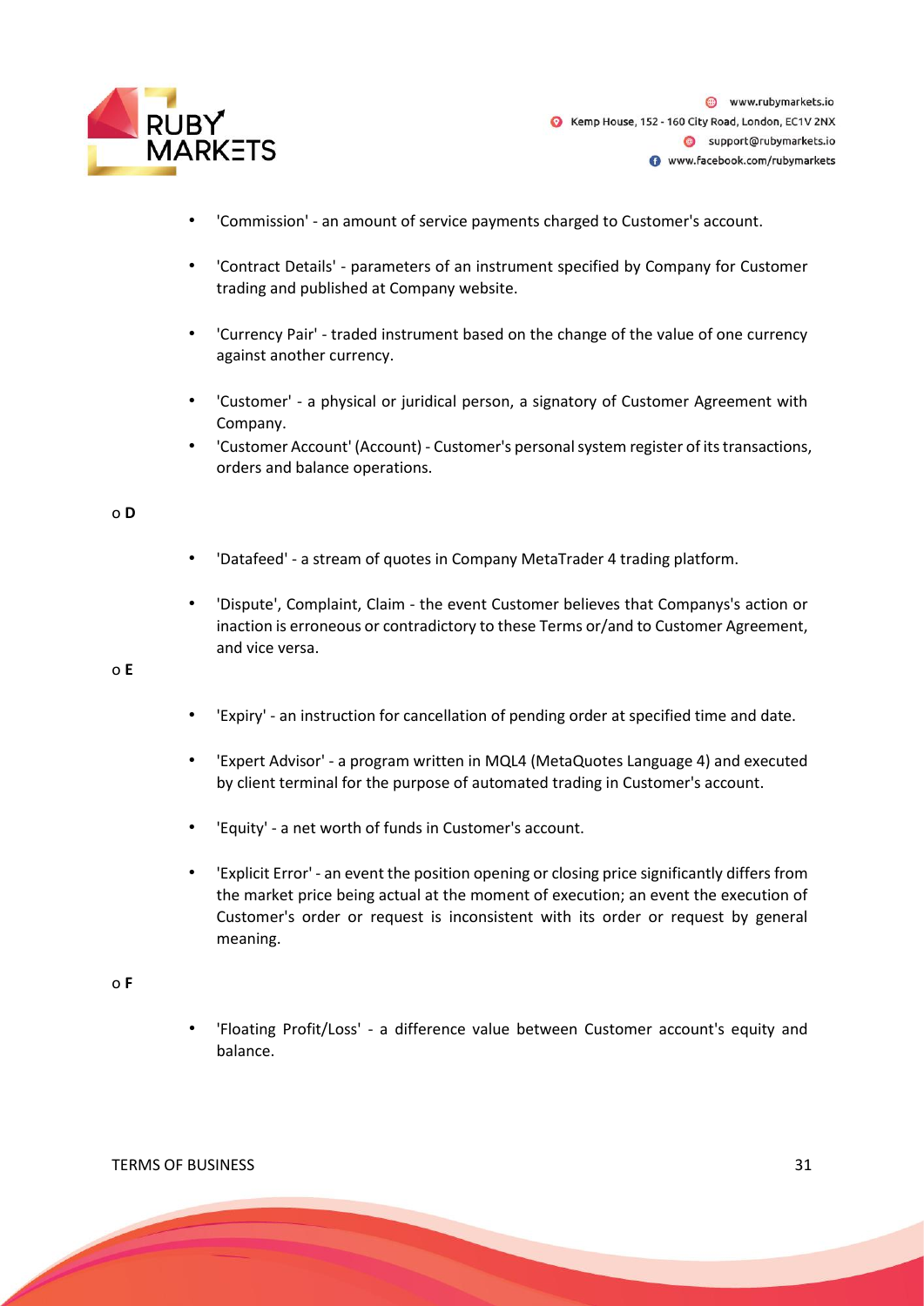- 'Commission' - an amount of service payments charged to Customer's account.
- 'Contract Details' - parameters of an instrument specified by Company for Customer trading and published at Company website.
- 'Currency Pair' - traded instrument based on the change of the value of one currency against another currency.
- 'Customer' - a physical or juridical person, a signatory of Customer Agreement with Company.
- 'Customer Account' (Account) - Customer's personal system register of its transactions, orders and balance operations.

o **D**

- 'Datafeed' - a stream of quotes in Company MetaTrader 4 trading platform.
- 'Dispute', Complaint, Claim - the event Customer believes that Companys's action or inaction is erroneous or contradictory to these Terms or/and to Customer Agreement, and vice versa.

o **E**

- 'Expiry' - an instruction for cancellation of pending order at specified time and date.
- 'Expert Advisor' - a program written in MQL4 (MetaQuotes Language 4) and executed by client terminal for the purpose of automated trading in Customer's account.
- 'Equity' - a net worth of funds in Customer's account.
- 'Explicit Error' - an event the position opening or closing price significantly differs from the market price being actual at the moment of execution; an event the execution of Customer's order or request is inconsistent with its order or request by general meaning.

o **F**

- 'Floating Profit/Loss' - a difference value between Customer account's equity and balance.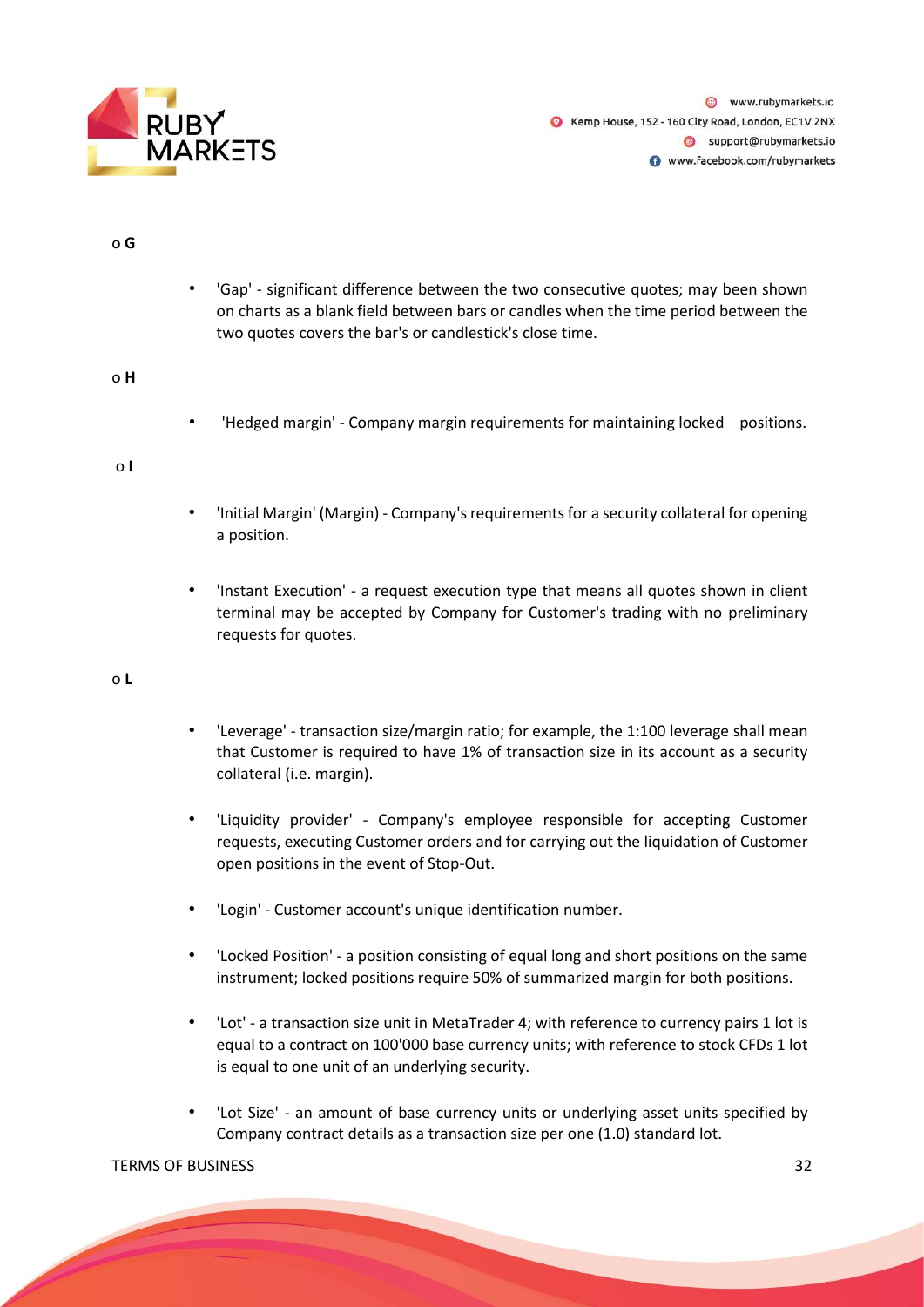- **G**
  - 'Gap' - significant difference between the two consecutive quotes; may been shown on charts as a blank field between bars or candles when the time period between the two quotes covers the bar's or candlestick's close time.

- **H**
  - 'Hedged margin' - Company margin requirements for maintaining locked positions.

- **I**
  - 'Initial Margin' (Margin) - Company's requirements for a security collateral for opening a position.
  - 'Instant Execution' - a request execution type that means all quotes shown in client terminal may be accepted by Company for Customer's trading with no preliminary requests for quotes.

- **L**
  - 'Leverage' - transaction size/margin ratio; for example, the 1:100 leverage shall mean that Customer is required to have 1% of transaction size in its account as a security collateral (i.e. margin).
  - 'Liquidity provider' - Company's employee responsible for accepting Customer requests, executing Customer orders and for carrying out the liquidation of Customer open positions in the event of Stop-Out.
  - 'Login' - Customer account's unique identification number.
  - 'Locked Position' - a position consisting of equal long and short positions on the same instrument; locked positions require 50% of summarized margin for both positions.
  - 'Lot' - a transaction size unit in MetaTrader 4; with reference to currency pairs 1 lot is equal to a contract on 100'000 base currency units; with reference to stock CFDs 1 lot is equal to one unit of an underlying security.
  - 'Lot Size' - an amount of base currency units or underlying asset units specified by Company contract details as a transaction size per one (1.0) standard lot.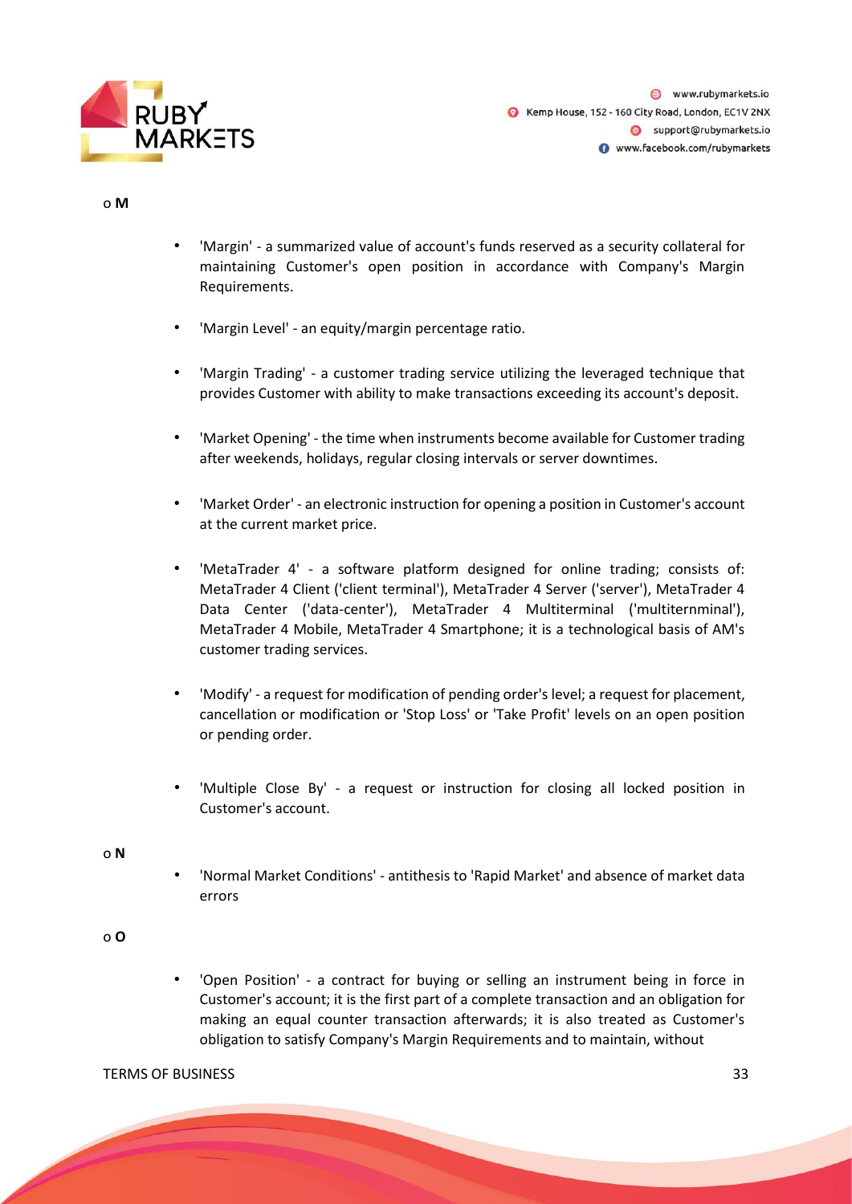o **M**

- 'Margin' - a summarized value of account's funds reserved as a security collateral for maintaining Customer's open position in accordance with Company's Margin Requirements.

- 'Margin Level' - an equity/margin percentage ratio.

- 'Margin Trading' - a customer trading service utilizing the leveraged technique that provides Customer with ability to make transactions exceeding its account's deposit.

- 'Market Opening' - the time when instruments become available for Customer trading after weekends, holidays, regular closing intervals or server downtimes.

- 'Market Order' - an electronic instruction for opening a position in Customer's account at the current market price.

- 'MetaTrader 4' - a software platform designed for online trading; consists of: MetaTrader 4 Client ('client terminal'), MetaTrader 4 Server ('server'), MetaTrader 4 Data Center ('data-center'), MetaTrader 4 Multiterminal ('multiternminal'), MetaTrader 4 Mobile, MetaTrader 4 Smartphone; it is a technological basis of AM's customer trading services.

- 'Modify' - a request for modification of pending order's level; a request for placement, cancellation or modification or 'Stop Loss' or 'Take Profit' levels on an open position or pending order.

- 'Multiple Close By' - a request or instruction for closing all locked position in Customer's account.

o **N**

- 'Normal Market Conditions' - antithesis to 'Rapid Market' and absence of market data errors

o **O**

- 'Open Position' - a contract for buying or selling an instrument being in force in Customer's account; it is the first part of a complete transaction and an obligation for making an equal counter transaction afterwards; it is also treated as Customer's obligation to satisfy Company's Margin Requirements and to maintain, without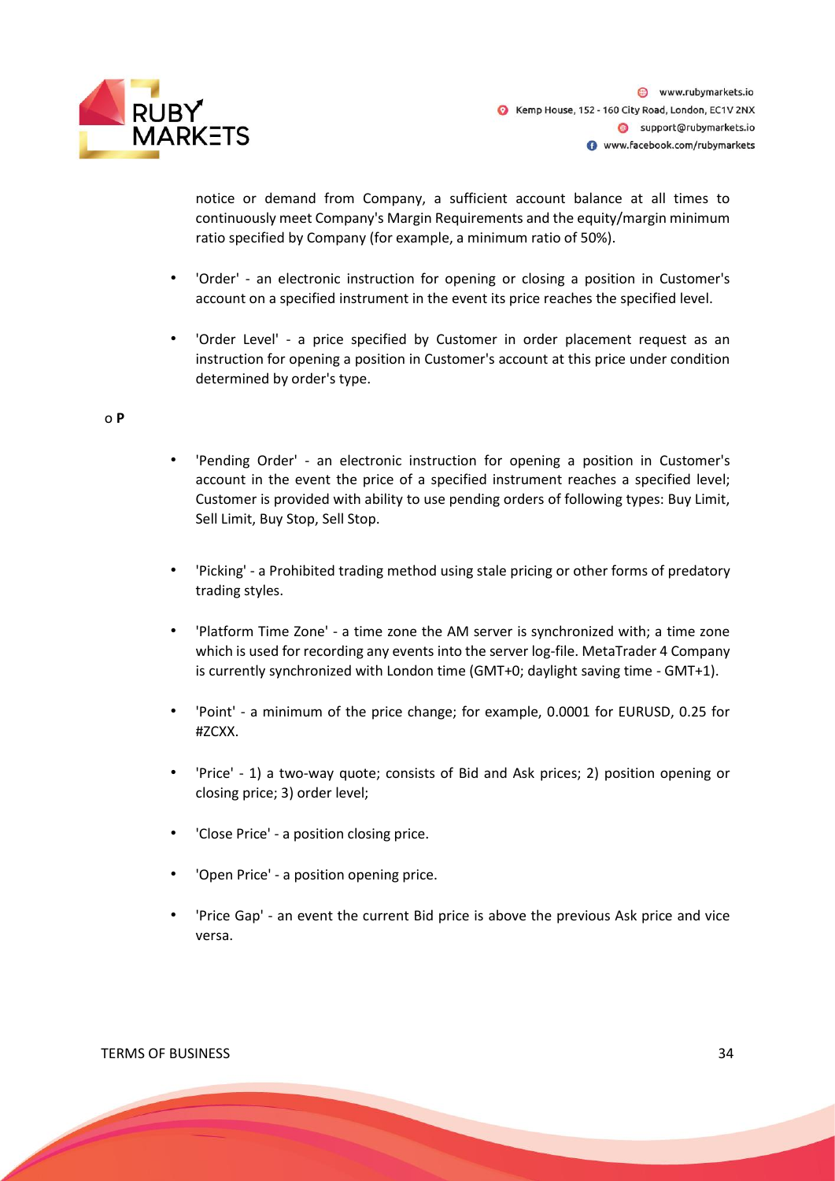notice or demand from Company, a sufficient account balance at all times to continuously meet Company's Margin Requirements and the equity/margin minimum ratio specified by Company (for example, a minimum ratio of 50%).

- 'Order' - an electronic instruction for opening or closing a position in Customer's account on a specified instrument in the event its price reaches the specified level.

- 'Order Level' - a price specified by Customer in order placement request as an instruction for opening a position in Customer's account at this price under condition determined by order's type.

o **P**

- 'Pending Order' - an electronic instruction for opening a position in Customer's account in the event the price of a specified instrument reaches a specified level; Customer is provided with ability to use pending orders of following types: Buy Limit, Sell Limit, Buy Stop, Sell Stop.

- 'Picking' - a Prohibited trading method using stale pricing or other forms of predatory trading styles.

- 'Platform Time Zone' - a time zone the AM server is synchronized with; a time zone which is used for recording any events into the server log-file. MetaTrader 4 Company is currently synchronized with London time (GMT+0; daylight saving time - GMT+1).

- 'Point' - a minimum of the price change; for example, 0.0001 for EURUSD, 0.25 for #ZCXX.

- 'Price' - 1) a two-way quote; consists of Bid and Ask prices; 2) position opening or closing price; 3) order level;

- 'Close Price' - a position closing price.

- 'Open Price' - a position opening price.

- 'Price Gap' - an event the current Bid price is above the previous Ask price and vice versa.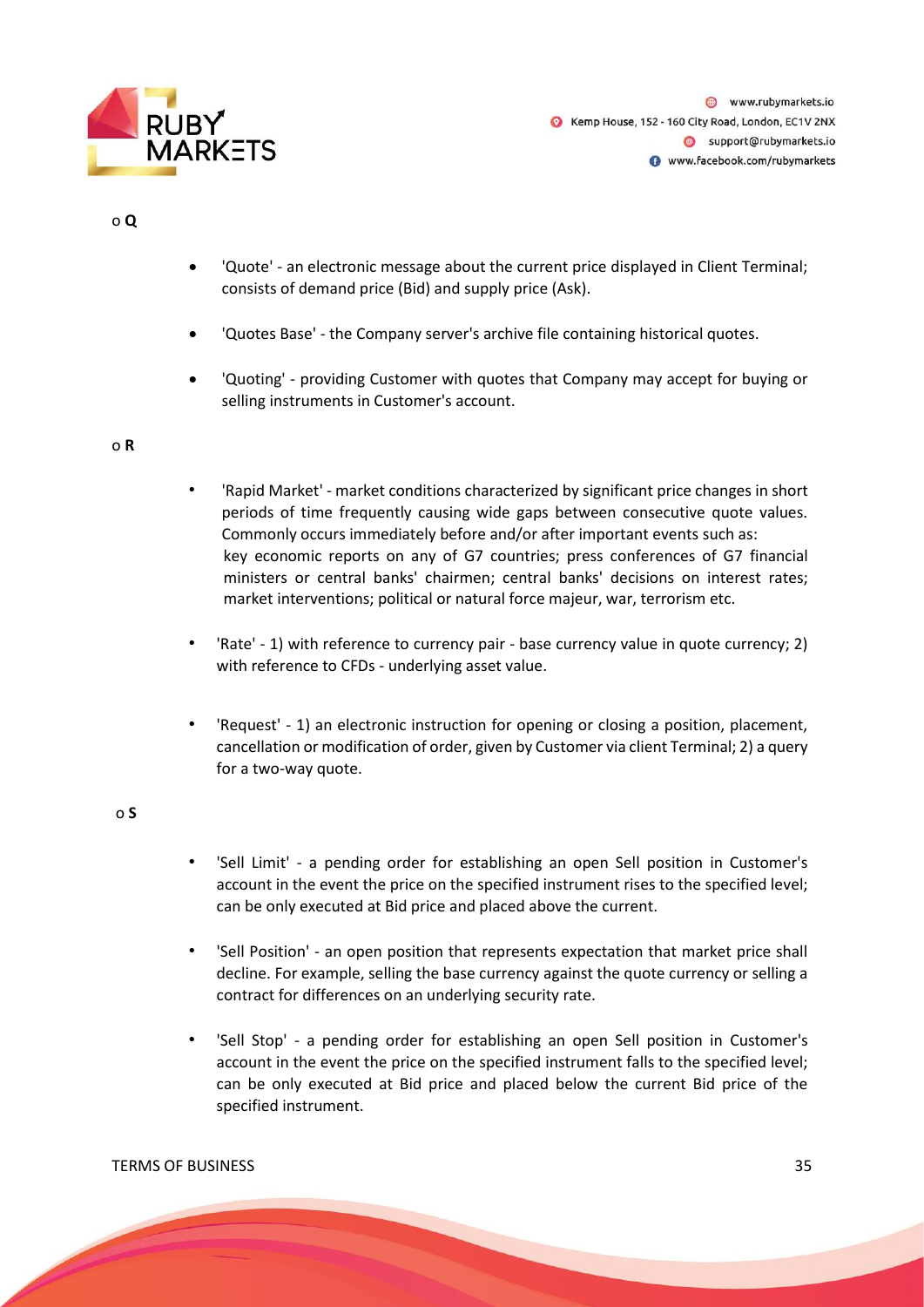- **Q**

  - 'Quote' - an electronic message about the current price displayed in Client Terminal; consists of demand price (Bid) and supply price (Ask).
  - 'Quotes Base' - the Company server's archive file containing historical quotes.
  - 'Quoting' - providing Customer with quotes that Company may accept for buying or selling instruments in Customer's account.

- **R**

  - 'Rapid Market' - market conditions characterized by significant price changes in short periods of time frequently causing wide gaps between consecutive quote values. Commonly occurs immediately before and/or after important events such as: key economic reports on any of G7 countries; press conferences of G7 financial ministers or central banks' chairmen; central banks' decisions on interest rates; market interventions; political or natural force majeur, war, terrorism etc.
  - 'Rate' - 1) with reference to currency pair - base currency value in quote currency; 2) with reference to CFDs - underlying asset value.
  - 'Request' - 1) an electronic instruction for opening or closing a position, placement, cancellation or modification of order, given by Customer via client Terminal; 2) a query for a two-way quote.

- **S**

  - 'Sell Limit' - a pending order for establishing an open Sell position in Customer's account in the event the price on the specified instrument rises to the specified level; can be only executed at Bid price and placed above the current.
  - 'Sell Position' - an open position that represents expectation that market price shall decline. For example, selling the base currency against the quote currency or selling a contract for differences on an underlying security rate.
  - 'Sell Stop' - a pending order for establishing an open Sell position in Customer's account in the event the price on the specified instrument falls to the specified level; can be only executed at Bid price and placed below the current Bid price of the specified instrument.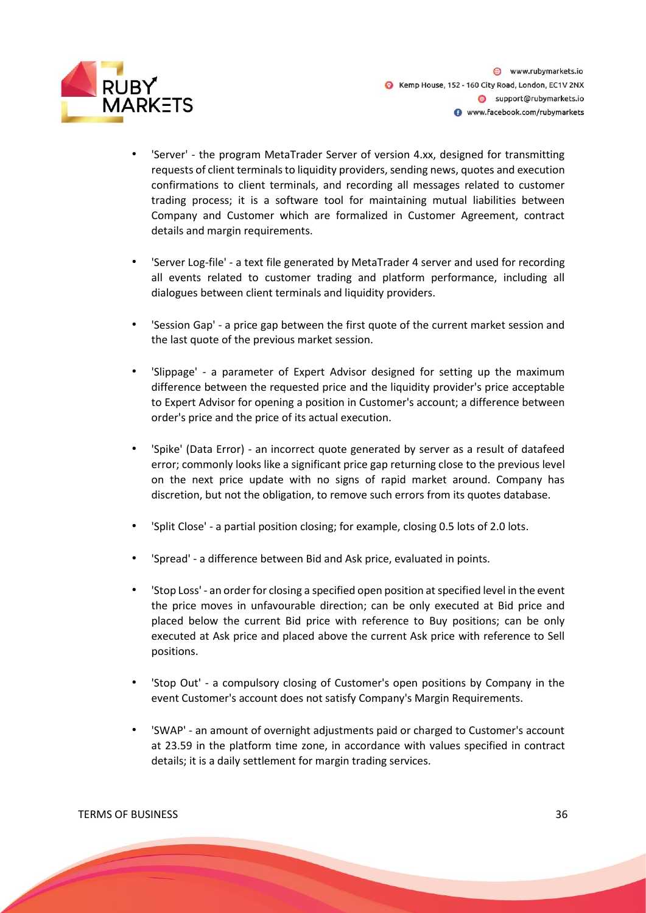- 'Server' - the program MetaTrader Server of version 4.xx, designed for transmitting requests of client terminals to liquidity providers, sending news, quotes and execution confirmations to client terminals, and recording all messages related to customer trading process; it is a software tool for maintaining mutual liabilities between Company and Customer which are formalized in Customer Agreement, contract details and margin requirements.

- 'Server Log-file' - a text file generated by MetaTrader 4 server and used for recording all events related to customer trading and platform performance, including all dialogues between client terminals and liquidity providers.

- 'Session Gap' - a price gap between the first quote of the current market session and the last quote of the previous market session.

- 'Slippage' - a parameter of Expert Advisor designed for setting up the maximum difference between the requested price and the liquidity provider's price acceptable to Expert Advisor for opening a position in Customer's account; a difference between order's price and the price of its actual execution.

- 'Spike' (Data Error) - an incorrect quote generated by server as a result of datafeed error; commonly looks like a significant price gap returning close to the previous level on the next price update with no signs of rapid market around. Company has discretion, but not the obligation, to remove such errors from its quotes database.

- 'Split Close' - a partial position closing; for example, closing 0.5 lots of 2.0 lots.

- 'Spread' - a difference between Bid and Ask price, evaluated in points.

- 'Stop Loss' - an order for closing a specified open position at specified level in the event the price moves in unfavourable direction; can be only executed at Bid price and placed below the current Bid price with reference to Buy positions; can be only executed at Ask price and placed above the current Ask price with reference to Sell positions.

- 'Stop Out' - a compulsory closing of Customer's open positions by Company in the event Customer's account does not satisfy Company's Margin Requirements.

- 'SWAP' - an amount of overnight adjustments paid or charged to Customer's account at 23.59 in the platform time zone, in accordance with values specified in contract details; it is a daily settlement for margin trading services.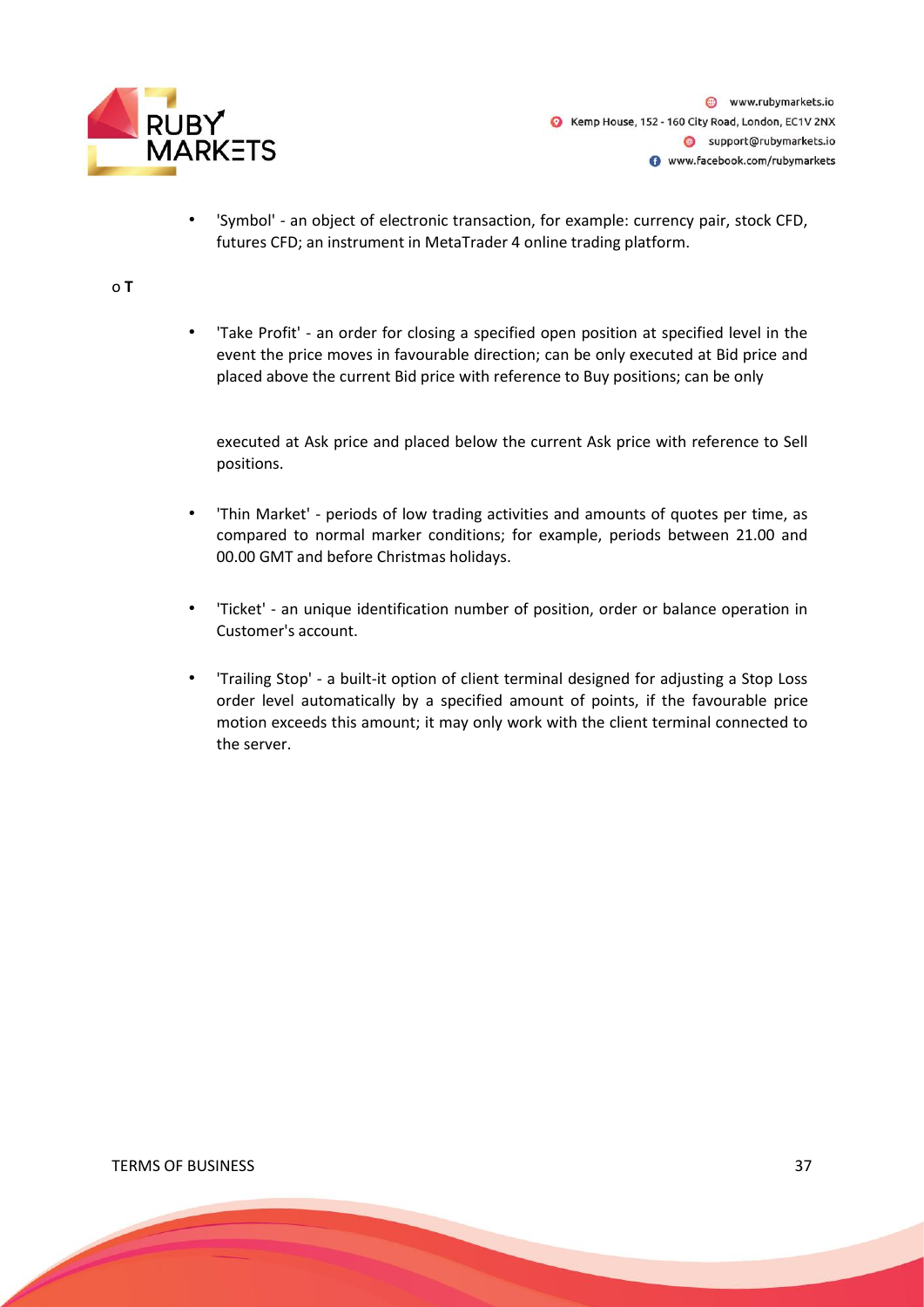- 'Symbol' - an object of electronic transaction, for example: currency pair, stock CFD, futures CFD; an instrument in MetaTrader 4 online trading platform.

o **T**

- 'Take Profit' - an order for closing a specified open position at specified level in the event the price moves in favourable direction; can be only executed at Bid price and placed above the current Bid price with reference to Buy positions; can be only

  executed at Ask price and placed below the current Ask price with reference to Sell positions.

- 'Thin Market' - periods of low trading activities and amounts of quotes per time, as compared to normal marker conditions; for example, periods between 21.00 and 00.00 GMT and before Christmas holidays.

- 'Ticket' - an unique identification number of position, order or balance operation in Customer's account.

- 'Trailing Stop' - a built-it option of client terminal designed for adjusting a Stop Loss order level automatically by a specified amount of points, if the favourable price motion exceeds this amount; it may only work with the client terminal connected to the server.